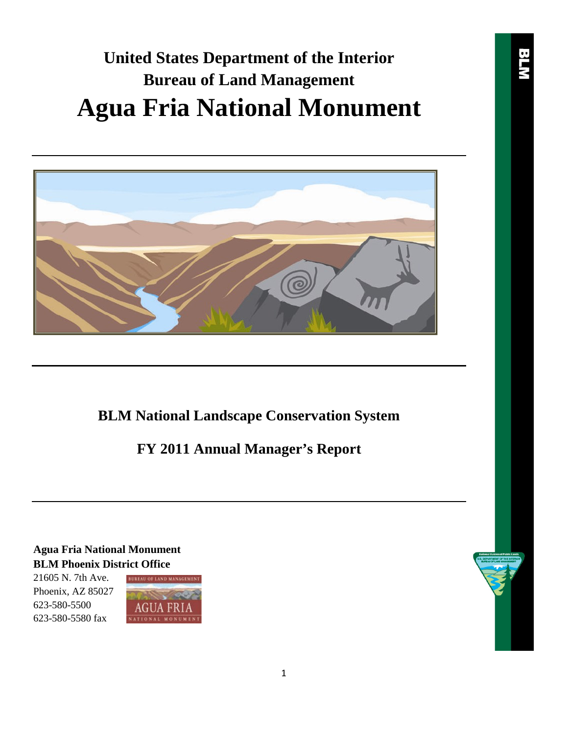# United States Department of the Interior
# Bureau of Land Management
# Agua Fria National Monument

---

---

## BLM National Landscape Conservation System

## FY 2011 Annual Manager's Report

---

**Agua Fria National Monument**
**BLM Phoenix District Office**
21605 N. 7th Ave.
Phoenix, AZ 85027
623-580-5500
623-580-5580 fax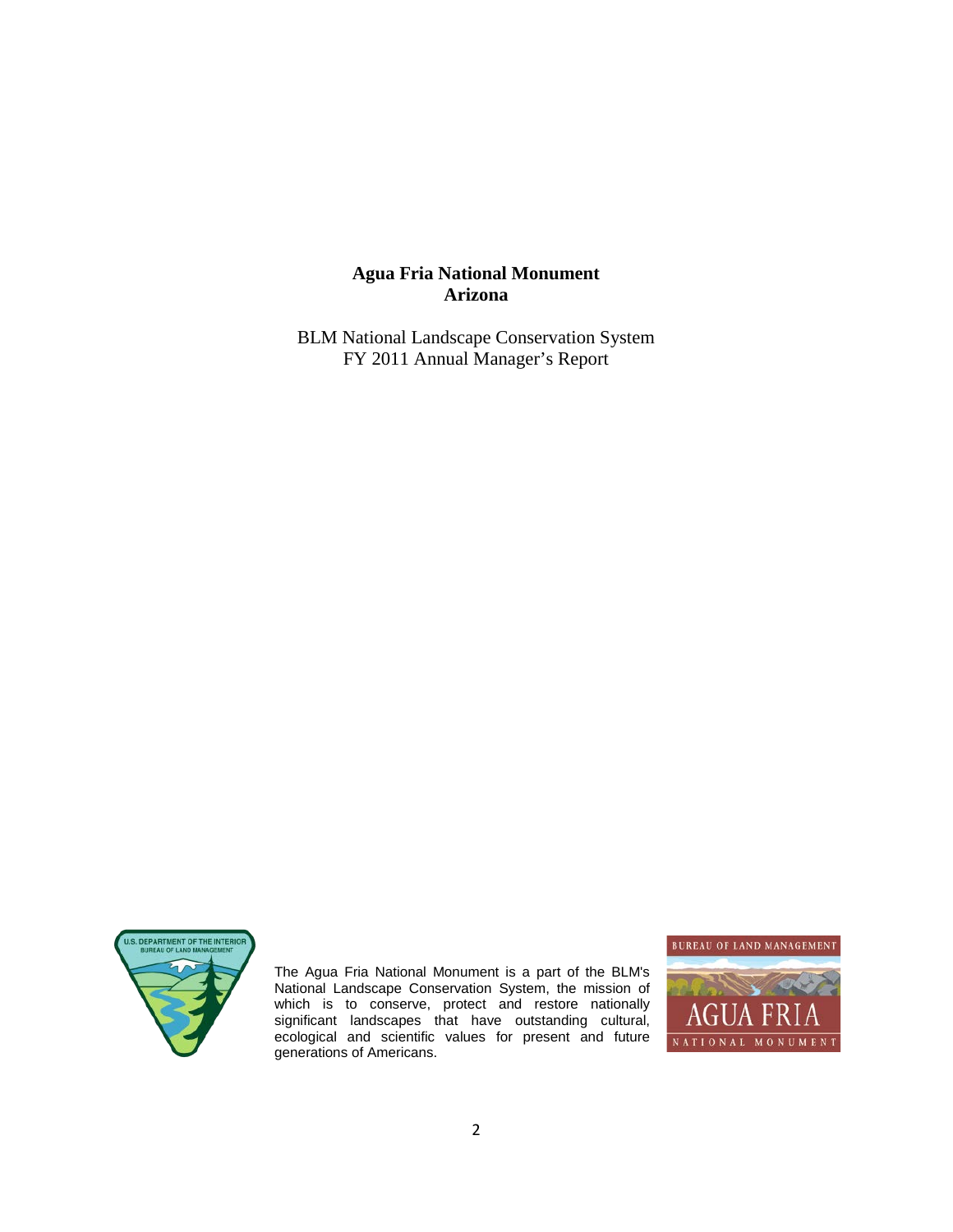# Agua Fria National Monument
# Arizona

BLM National Landscape Conservation System
FY 2011 Annual Manager's Report

The Agua Fria National Monument is a part of the BLM's National Landscape Conservation System, the mission of which is to conserve, protect and restore nationally significant landscapes that have outstanding cultural, ecological and scientific values for present and future generations of Americans.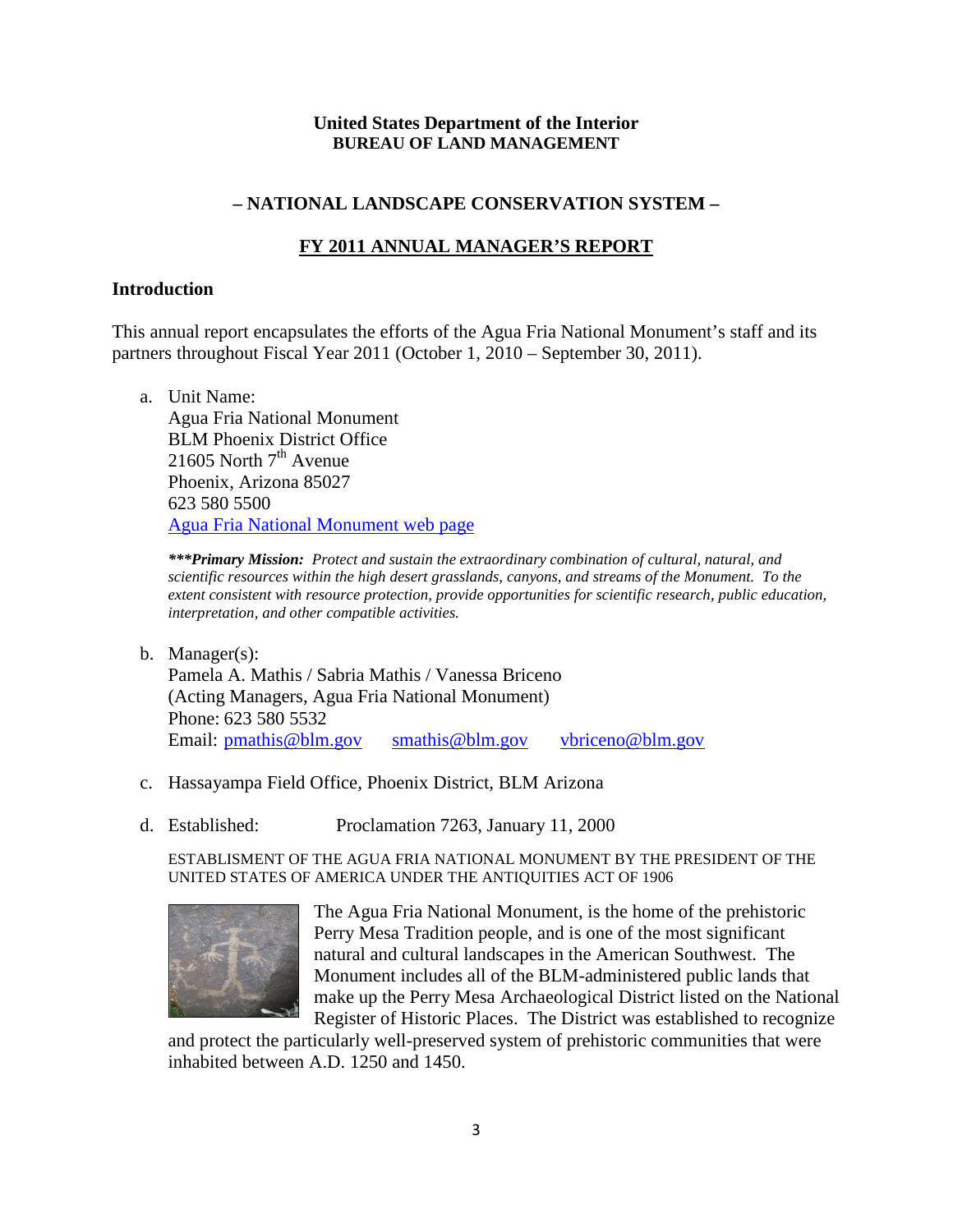**United States Department of the Interior**
**BUREAU OF LAND MANAGEMENT**

**– NATIONAL LANDSCAPE CONSERVATION SYSTEM –**

**FY 2011 ANNUAL MANAGER'S REPORT**

## Introduction

This annual report encapsulates the efforts of the Agua Fria National Monument's staff and its partners throughout Fiscal Year 2011 (October 1, 2010 – September 30, 2011).

a. Unit Name:
   Agua Fria National Monument
   BLM Phoenix District Office
   21605 North 7th Avenue
   Phoenix, Arizona 85027
   623 580 5500
   Agua Fria National Monument web page

   ****\*\*\*Primary Mission:*** *Protect and sustain the extraordinary combination of cultural, natural, and scientific resources within the high desert grasslands, canyons, and streams of the Monument. To the extent consistent with resource protection, provide opportunities for scientific research, public education, interpretation, and other compatible activities.*

b. Manager(s):
   Pamela A. Mathis / Sabria Mathis / Vanessa Briceno
   (Acting Managers, Agua Fria National Monument)
   Phone: 623 580 5532
   Email: pmathis@blm.gov smathis@blm.gov vbriceno@blm.gov

c. Hassayampa Field Office, Phoenix District, BLM Arizona

d. Established: Proclamation 7263, January 11, 2000

   ESTABLISMENT OF THE AGUA FRIA NATIONAL MONUMENT BY THE PRESIDENT OF THE UNITED STATES OF AMERICA UNDER THE ANTIQUITIES ACT OF 1906

   The Agua Fria National Monument, is the home of the prehistoric Perry Mesa Tradition people, and is one of the most significant natural and cultural landscapes in the American Southwest. The Monument includes all of the BLM-administered public lands that make up the Perry Mesa Archaeological District listed on the National Register of Historic Places. The District was established to recognize and protect the particularly well-preserved system of prehistoric communities that were inhabited between A.D. 1250 and 1450.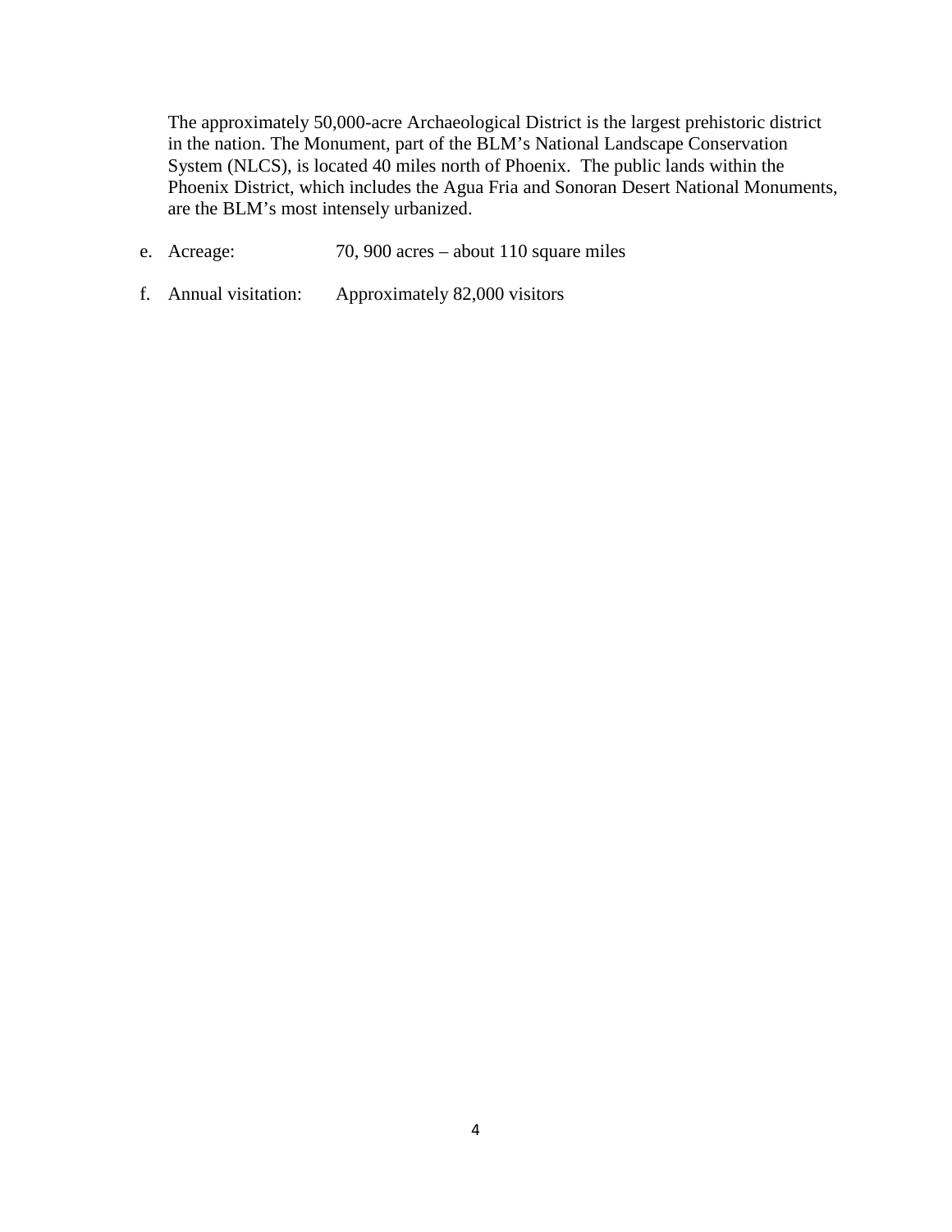The approximately 50,000-acre Archaeological District is the largest prehistoric district in the nation. The Monument, part of the BLM's National Landscape Conservation System (NLCS), is located 40 miles north of Phoenix. The public lands within the Phoenix District, which includes the Agua Fria and Sonoran Desert National Monuments, are the BLM's most intensely urbanized.

e. Acreage: 70, 900 acres – about 110 square miles

f. Annual visitation: Approximately 82,000 visitors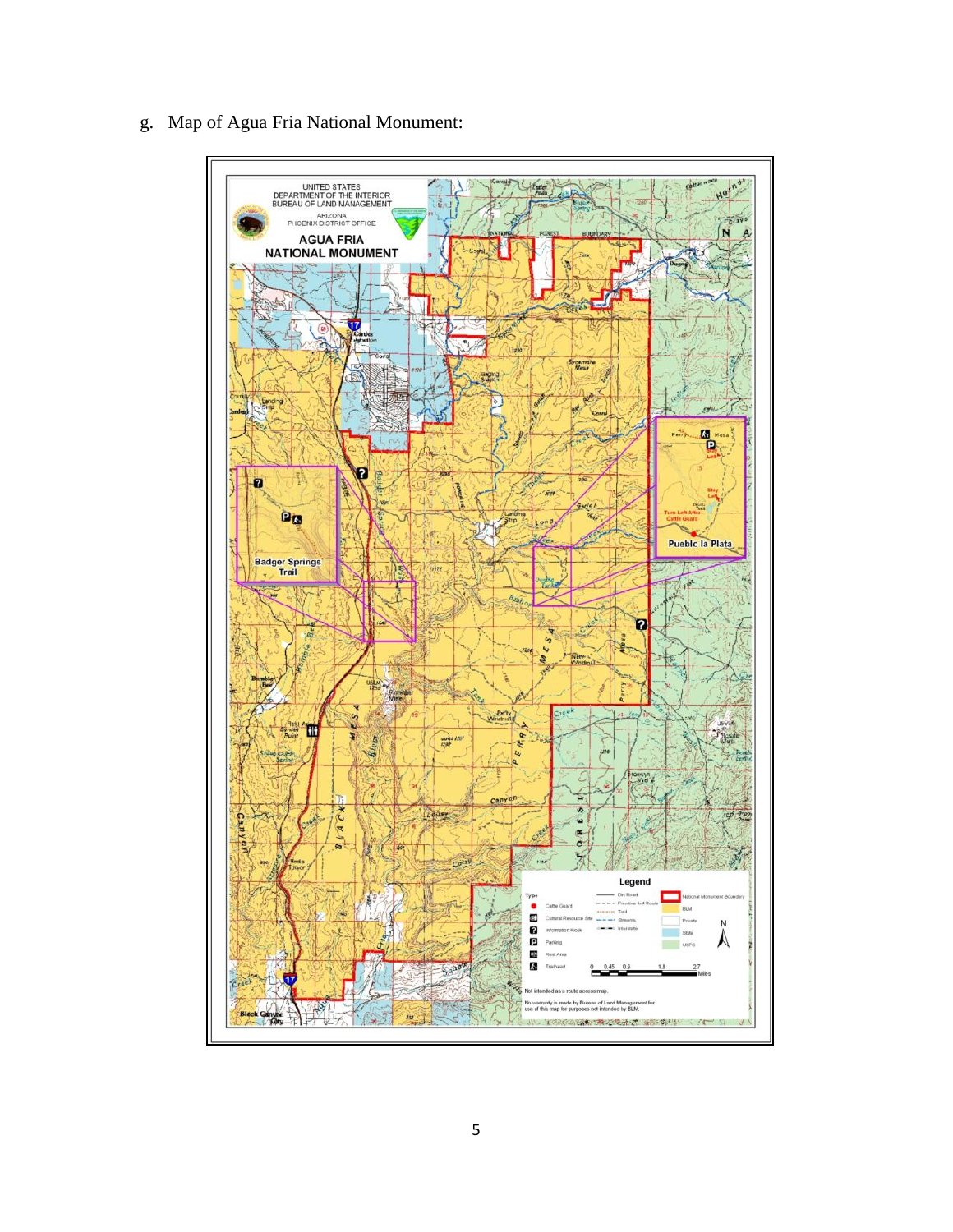g. Map of Agua Fria National Monument: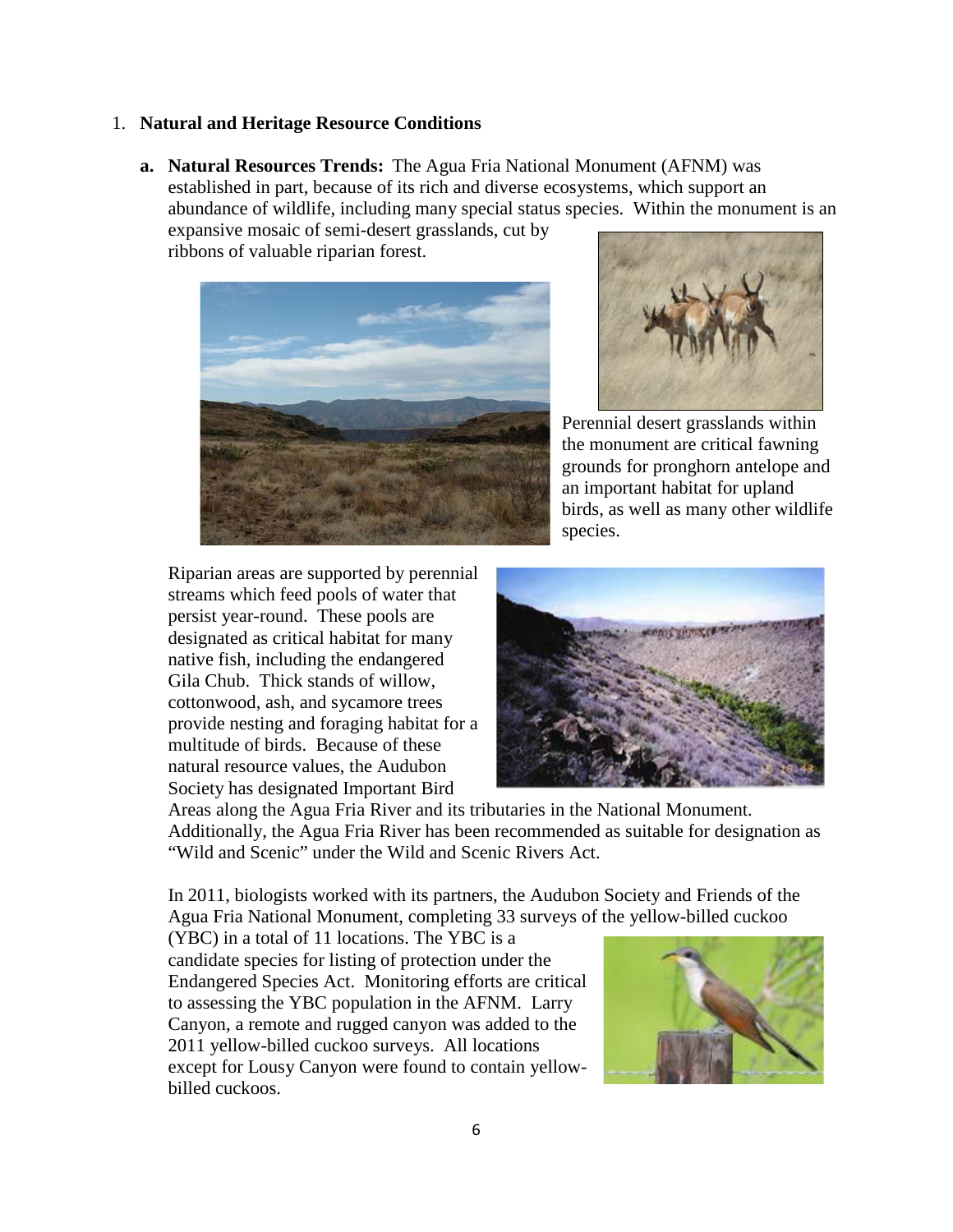1. **Natural and Heritage Resource Conditions**

   **a. Natural Resources Trends:** The Agua Fria National Monument (AFNM) was established in part, because of its rich and diverse ecosystems, which support an abundance of wildlife, including many special status species. Within the monument is an expansive mosaic of semi-desert grasslands, cut by ribbons of valuable riparian forest.

Perennial desert grasslands within the monument are critical fawning grounds for pronghorn antelope and an important habitat for upland birds, as well as many other wildlife species.

Riparian areas are supported by perennial streams which feed pools of water that persist year-round. These pools are designated as critical habitat for many native fish, including the endangered Gila Chub. Thick stands of willow, cottonwood, ash, and sycamore trees provide nesting and foraging habitat for a multitude of birds. Because of these natural resource values, the Audubon Society has designated Important Bird Areas along the Agua Fria River and its tributaries in the National Monument. Additionally, the Agua Fria River has been recommended as suitable for designation as "Wild and Scenic" under the Wild and Scenic Rivers Act.

In 2011, biologists worked with its partners, the Audubon Society and Friends of the Agua Fria National Monument, completing 33 surveys of the yellow-billed cuckoo (YBC) in a total of 11 locations. The YBC is a candidate species for listing of protection under the Endangered Species Act. Monitoring efforts are critical to assessing the YBC population in the AFNM. Larry Canyon, a remote and rugged canyon was added to the 2011 yellow-billed cuckoo surveys. All locations except for Lousy Canyon were found to contain yellow-billed cuckoos.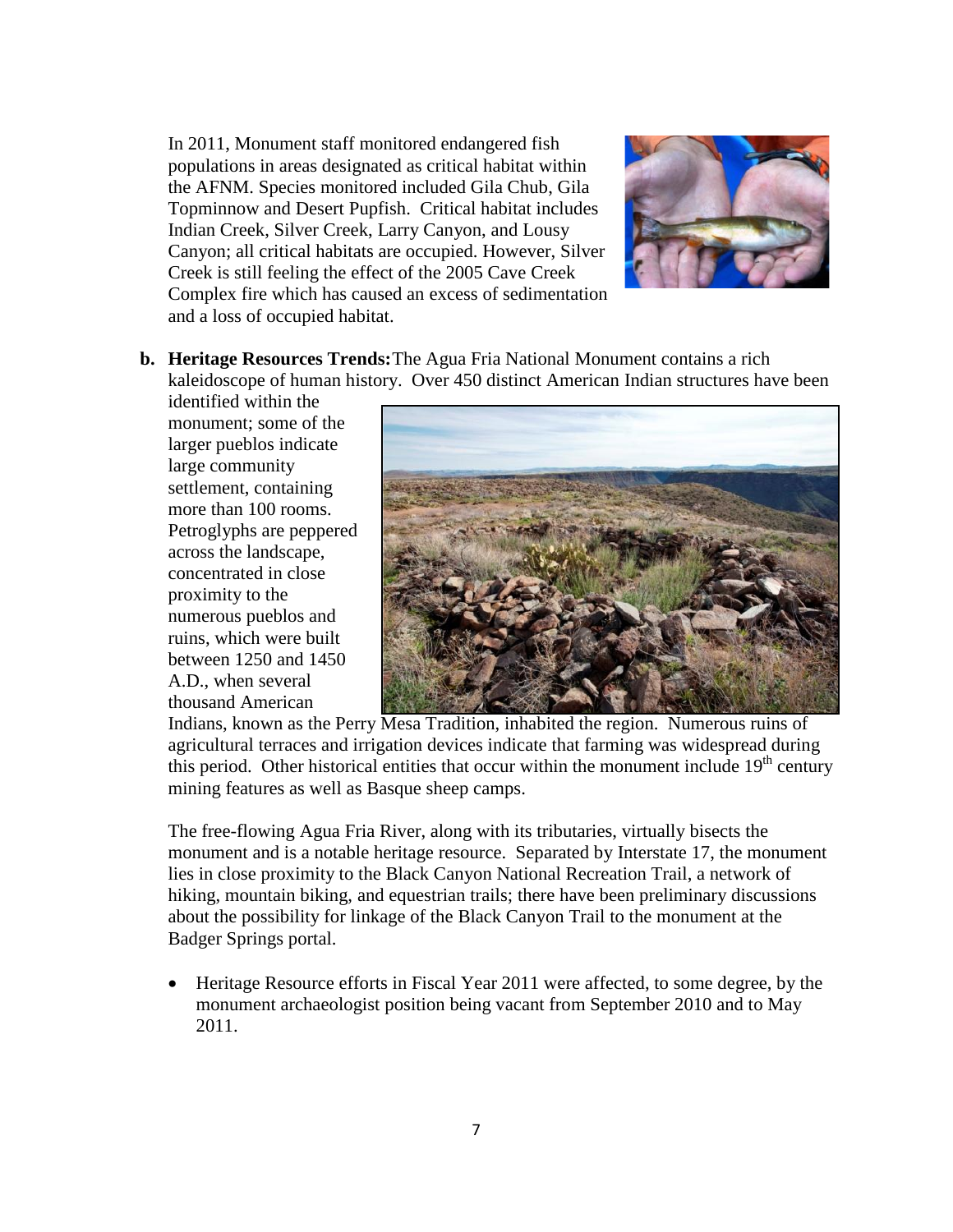In 2011, Monument staff monitored endangered fish populations in areas designated as critical habitat within the AFNM. Species monitored included Gila Chub, Gila Topminnow and Desert Pupfish. Critical habitat includes Indian Creek, Silver Creek, Larry Canyon, and Lousy Canyon; all critical habitats are occupied. However, Silver Creek is still feeling the effect of the 2005 Cave Creek Complex fire which has caused an excess of sedimentation and a loss of occupied habitat.

**b. Heritage Resources Trends:** The Agua Fria National Monument contains a rich kaleidoscope of human history. Over 450 distinct American Indian structures have been identified within the monument; some of the larger pueblos indicate large community settlement, containing more than 100 rooms. Petroglyphs are peppered across the landscape, concentrated in close proximity to the numerous pueblos and ruins, which were built between 1250 and 1450 A.D., when several thousand American Indians, known as the Perry Mesa Tradition, inhabited the region. Numerous ruins of agricultural terraces and irrigation devices indicate that farming was widespread during this period. Other historical entities that occur within the monument include 19th century mining features as well as Basque sheep camps.

The free-flowing Agua Fria River, along with its tributaries, virtually bisects the monument and is a notable heritage resource. Separated by Interstate 17, the monument lies in close proximity to the Black Canyon National Recreation Trail, a network of hiking, mountain biking, and equestrian trails; there have been preliminary discussions about the possibility for linkage of the Black Canyon Trail to the monument at the Badger Springs portal.

- Heritage Resource efforts in Fiscal Year 2011 were affected, to some degree, by the monument archaeologist position being vacant from September 2010 and to May 2011.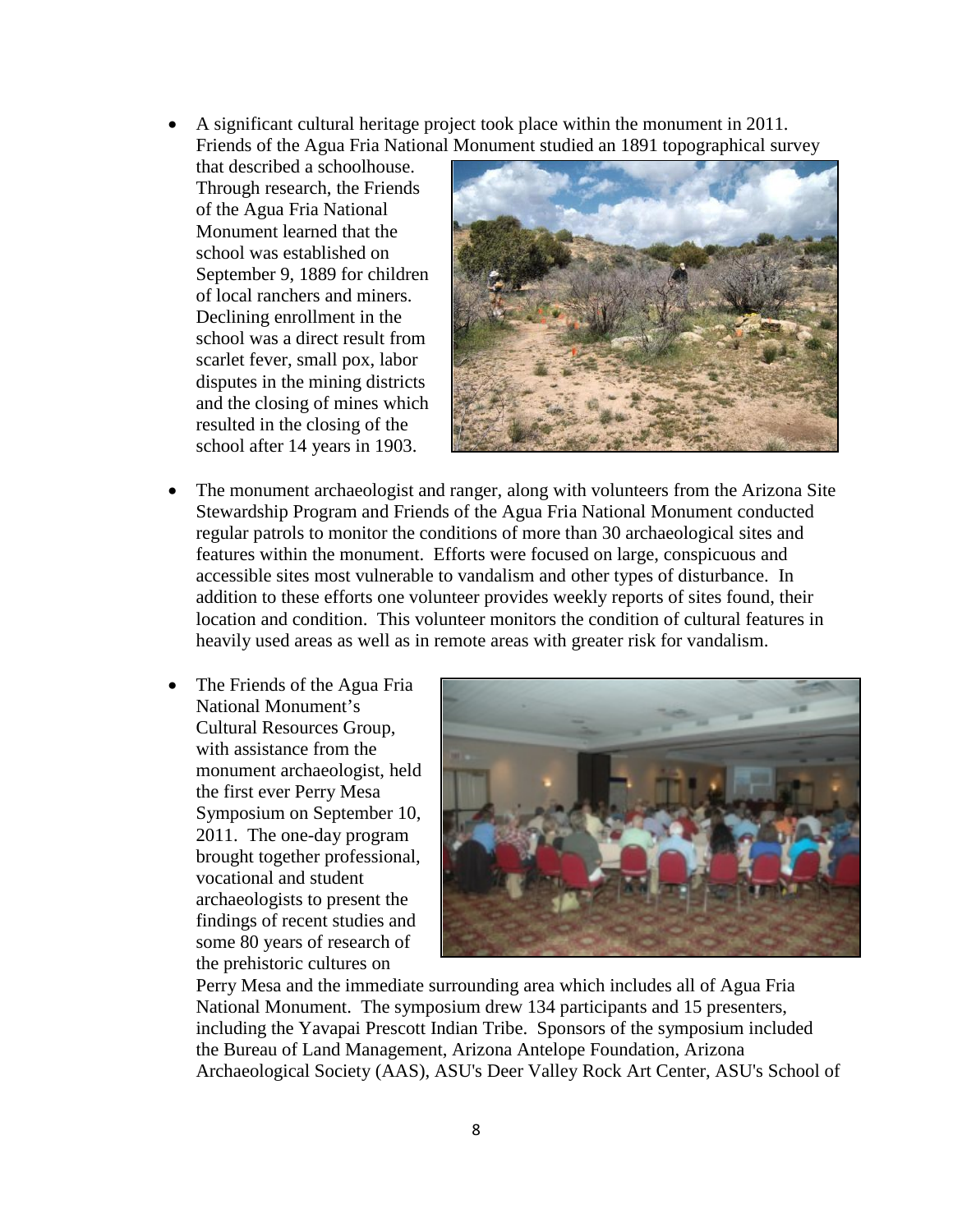- A significant cultural heritage project took place within the monument in 2011. Friends of the Agua Fria National Monument studied an 1891 topographical survey that described a schoolhouse. Through research, the Friends of the Agua Fria National Monument learned that the school was established on September 9, 1889 for children of local ranchers and miners. Declining enrollment in the school was a direct result from scarlet fever, small pox, labor disputes in the mining districts and the closing of mines which resulted in the closing of the school after 14 years in 1903.

- The monument archaeologist and ranger, along with volunteers from the Arizona Site Stewardship Program and Friends of the Agua Fria National Monument conducted regular patrols to monitor the conditions of more than 30 archaeological sites and features within the monument. Efforts were focused on large, conspicuous and accessible sites most vulnerable to vandalism and other types of disturbance. In addition to these efforts one volunteer provides weekly reports of sites found, their location and condition. This volunteer monitors the condition of cultural features in heavily used areas as well as in remote areas with greater risk for vandalism.

- The Friends of the Agua Fria National Monument's Cultural Resources Group, with assistance from the monument archaeologist, held the first ever Perry Mesa Symposium on September 10, 2011. The one-day program brought together professional, vocational and student archaeologists to present the findings of recent studies and some 80 years of research of the prehistoric cultures on Perry Mesa and the immediate surrounding area which includes all of Agua Fria National Monument. The symposium drew 134 participants and 15 presenters, including the Yavapai Prescott Indian Tribe. Sponsors of the symposium included the Bureau of Land Management, Arizona Antelope Foundation, Arizona Archaeological Society (AAS), ASU's Deer Valley Rock Art Center, ASU's School of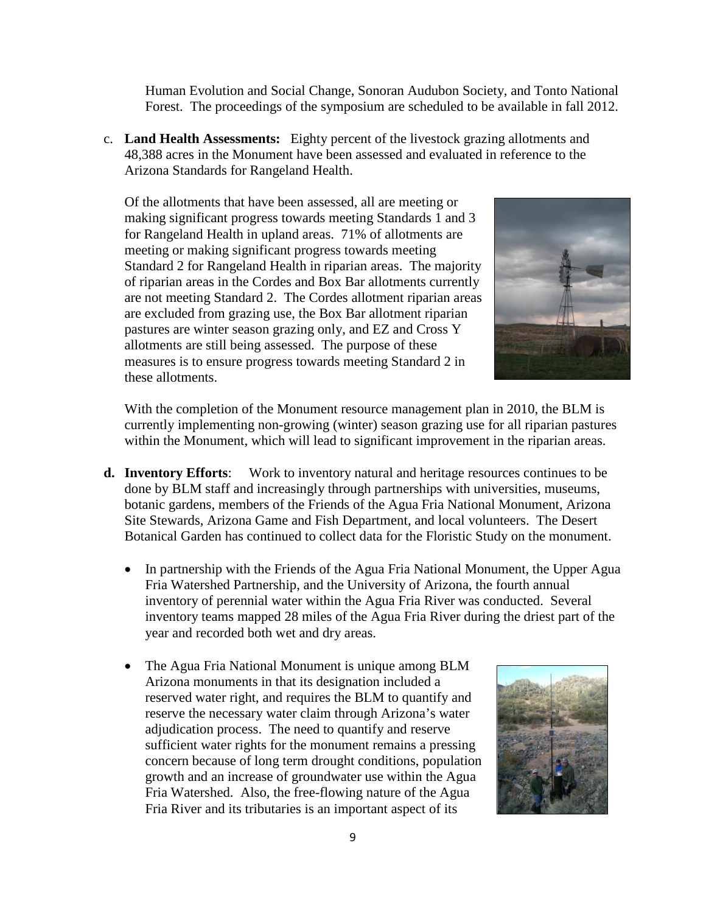Human Evolution and Social Change, Sonoran Audubon Society, and Tonto National Forest. The proceedings of the symposium are scheduled to be available in fall 2012.

c. **Land Health Assessments:** Eighty percent of the livestock grazing allotments and 48,388 acres in the Monument have been assessed and evaluated in reference to the Arizona Standards for Rangeland Health.

   Of the allotments that have been assessed, all are meeting or making significant progress towards meeting Standards 1 and 3 for Rangeland Health in upland areas. 71% of allotments are meeting or making significant progress towards meeting Standard 2 for Rangeland Health in riparian areas. The majority of riparian areas in the Cordes and Box Bar allotments currently are not meeting Standard 2. The Cordes allotment riparian areas are excluded from grazing use, the Box Bar allotment riparian pastures are winter season grazing only, and EZ and Cross Y allotments are still being assessed. The purpose of these measures is to ensure progress towards meeting Standard 2 in these allotments.

   With the completion of the Monument resource management plan in 2010, the BLM is currently implementing non-growing (winter) season grazing use for all riparian pastures within the Monument, which will lead to significant improvement in the riparian areas.

d. **Inventory Efforts**: Work to inventory natural and heritage resources continues to be done by BLM staff and increasingly through partnerships with universities, museums, botanic gardens, members of the Friends of the Agua Fria National Monument, Arizona Site Stewards, Arizona Game and Fish Department, and local volunteers. The Desert Botanical Garden has continued to collect data for the Floristic Study on the monument.

   - In partnership with the Friends of the Agua Fria National Monument, the Upper Agua Fria Watershed Partnership, and the University of Arizona, the fourth annual inventory of perennial water within the Agua Fria River was conducted. Several inventory teams mapped 28 miles of the Agua Fria River during the driest part of the year and recorded both wet and dry areas.
   - The Agua Fria National Monument is unique among BLM Arizona monuments in that its designation included a reserved water right, and requires the BLM to quantify and reserve the necessary water claim through Arizona's water adjudication process. The need to quantify and reserve sufficient water rights for the monument remains a pressing concern because of long term drought conditions, population growth and an increase of groundwater use within the Agua Fria Watershed. Also, the free-flowing nature of the Agua Fria River and its tributaries is an important aspect of its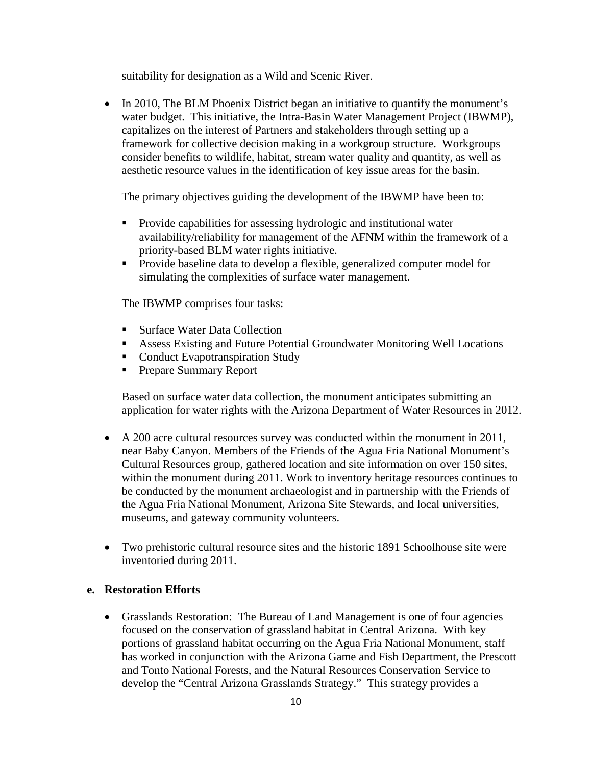suitability for designation as a Wild and Scenic River.

- In 2010, The BLM Phoenix District began an initiative to quantify the monument's water budget. This initiative, the Intra-Basin Water Management Project (IBWMP), capitalizes on the interest of Partners and stakeholders through setting up a framework for collective decision making in a workgroup structure. Workgroups consider benefits to wildlife, habitat, stream water quality and quantity, as well as aesthetic resource values in the identification of key issue areas for the basin.

  The primary objectives guiding the development of the IBWMP have been to:

  - Provide capabilities for assessing hydrologic and institutional water availability/reliability for management of the AFNM within the framework of a priority-based BLM water rights initiative.
  - Provide baseline data to develop a flexible, generalized computer model for simulating the complexities of surface water management.

  The IBWMP comprises four tasks:

  - Surface Water Data Collection
  - Assess Existing and Future Potential Groundwater Monitoring Well Locations
  - Conduct Evapotranspiration Study
  - Prepare Summary Report

  Based on surface water data collection, the monument anticipates submitting an application for water rights with the Arizona Department of Water Resources in 2012.

- A 200 acre cultural resources survey was conducted within the monument in 2011, near Baby Canyon. Members of the Friends of the Agua Fria National Monument's Cultural Resources group, gathered location and site information on over 150 sites, within the monument during 2011. Work to inventory heritage resources continues to be conducted by the monument archaeologist and in partnership with the Friends of the Agua Fria National Monument, Arizona Site Stewards, and local universities, museums, and gateway community volunteers.

- Two prehistoric cultural resource sites and the historic 1891 Schoolhouse site were inventoried during 2011.

### e. Restoration Efforts

- Grasslands Restoration: The Bureau of Land Management is one of four agencies focused on the conservation of grassland habitat in Central Arizona. With key portions of grassland habitat occurring on the Agua Fria National Monument, staff has worked in conjunction with the Arizona Game and Fish Department, the Prescott and Tonto National Forests, and the Natural Resources Conservation Service to develop the "Central Arizona Grasslands Strategy." This strategy provides a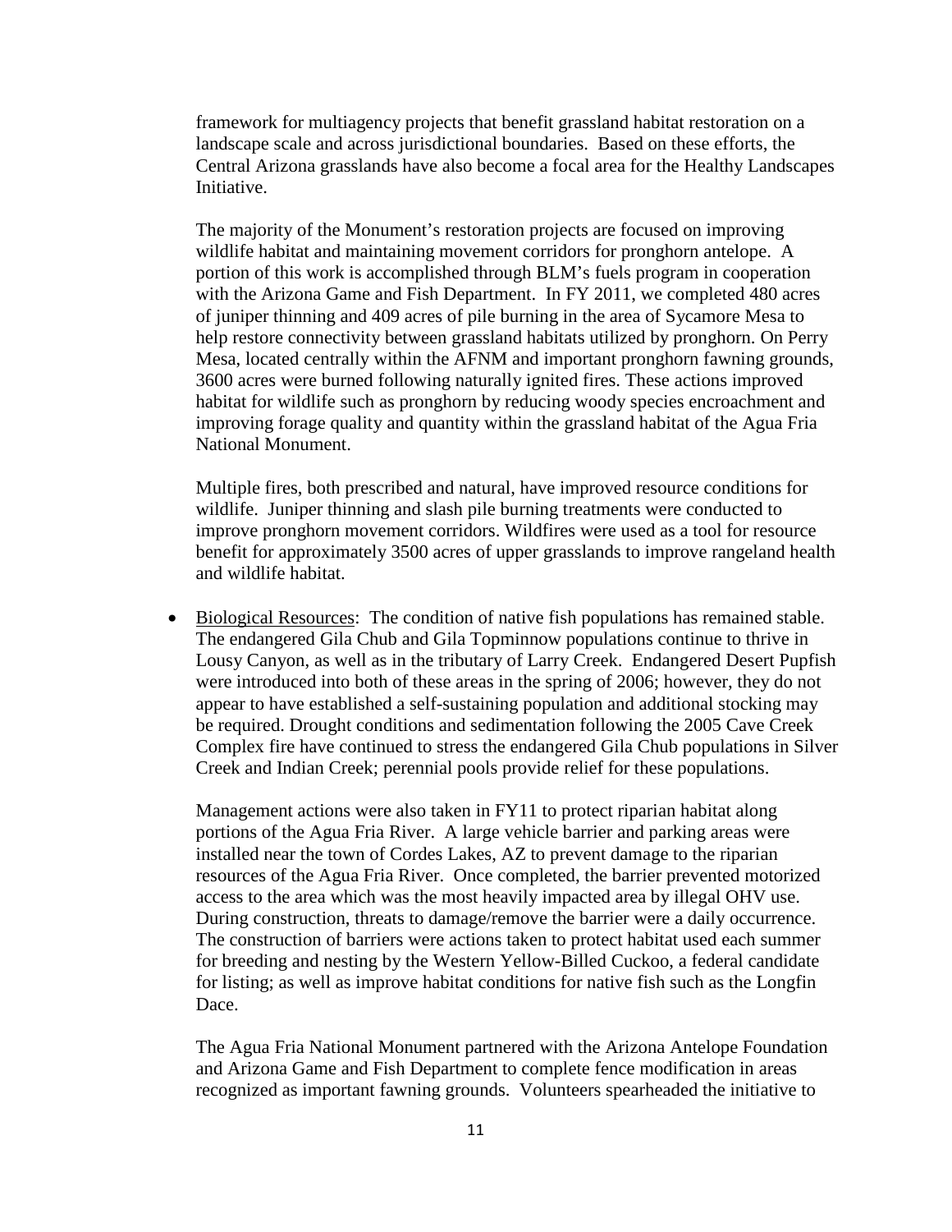framework for multiagency projects that benefit grassland habitat restoration on a landscape scale and across jurisdictional boundaries. Based on these efforts, the Central Arizona grasslands have also become a focal area for the Healthy Landscapes Initiative.

The majority of the Monument's restoration projects are focused on improving wildlife habitat and maintaining movement corridors for pronghorn antelope. A portion of this work is accomplished through BLM's fuels program in cooperation with the Arizona Game and Fish Department. In FY 2011, we completed 480 acres of juniper thinning and 409 acres of pile burning in the area of Sycamore Mesa to help restore connectivity between grassland habitats utilized by pronghorn. On Perry Mesa, located centrally within the AFNM and important pronghorn fawning grounds, 3600 acres were burned following naturally ignited fires. These actions improved habitat for wildlife such as pronghorn by reducing woody species encroachment and improving forage quality and quantity within the grassland habitat of the Agua Fria National Monument.

Multiple fires, both prescribed and natural, have improved resource conditions for wildlife. Juniper thinning and slash pile burning treatments were conducted to improve pronghorn movement corridors. Wildfires were used as a tool for resource benefit for approximately 3500 acres of upper grasslands to improve rangeland health and wildlife habitat.

- Biological Resources: The condition of native fish populations has remained stable. The endangered Gila Chub and Gila Topminnow populations continue to thrive in Lousy Canyon, as well as in the tributary of Larry Creek. Endangered Desert Pupfish were introduced into both of these areas in the spring of 2006; however, they do not appear to have established a self-sustaining population and additional stocking may be required. Drought conditions and sedimentation following the 2005 Cave Creek Complex fire have continued to stress the endangered Gila Chub populations in Silver Creek and Indian Creek; perennial pools provide relief for these populations.

  Management actions were also taken in FY11 to protect riparian habitat along portions of the Agua Fria River. A large vehicle barrier and parking areas were installed near the town of Cordes Lakes, AZ to prevent damage to the riparian resources of the Agua Fria River. Once completed, the barrier prevented motorized access to the area which was the most heavily impacted area by illegal OHV use. During construction, threats to damage/remove the barrier were a daily occurrence. The construction of barriers were actions taken to protect habitat used each summer for breeding and nesting by the Western Yellow-Billed Cuckoo, a federal candidate for listing; as well as improve habitat conditions for native fish such as the Longfin Dace.

  The Agua Fria National Monument partnered with the Arizona Antelope Foundation and Arizona Game and Fish Department to complete fence modification in areas recognized as important fawning grounds. Volunteers spearheaded the initiative to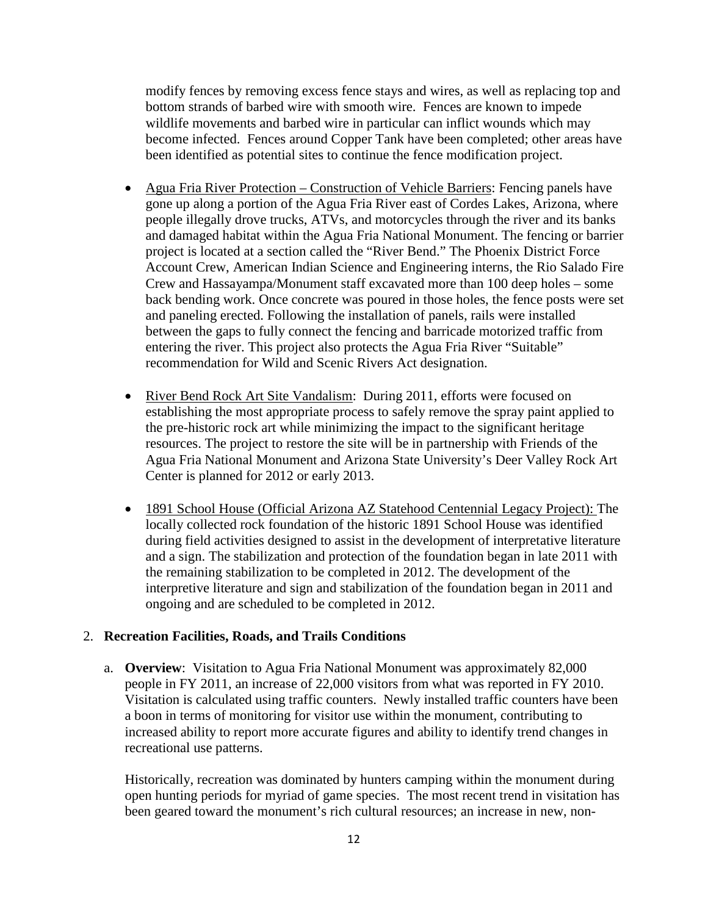modify fences by removing excess fence stays and wires, as well as replacing top and bottom strands of barbed wire with smooth wire. Fences are known to impede wildlife movements and barbed wire in particular can inflict wounds which may become infected. Fences around Copper Tank have been completed; other areas have been identified as potential sites to continue the fence modification project.

- Agua Fria River Protection – Construction of Vehicle Barriers: Fencing panels have gone up along a portion of the Agua Fria River east of Cordes Lakes, Arizona, where people illegally drove trucks, ATVs, and motorcycles through the river and its banks and damaged habitat within the Agua Fria National Monument. The fencing or barrier project is located at a section called the "River Bend." The Phoenix District Force Account Crew, American Indian Science and Engineering interns, the Rio Salado Fire Crew and Hassayampa/Monument staff excavated more than 100 deep holes – some back bending work. Once concrete was poured in those holes, the fence posts were set and paneling erected. Following the installation of panels, rails were installed between the gaps to fully connect the fencing and barricade motorized traffic from entering the river. This project also protects the Agua Fria River "Suitable" recommendation for Wild and Scenic Rivers Act designation.

- River Bend Rock Art Site Vandalism: During 2011, efforts were focused on establishing the most appropriate process to safely remove the spray paint applied to the pre-historic rock art while minimizing the impact to the significant heritage resources. The project to restore the site will be in partnership with Friends of the Agua Fria National Monument and Arizona State University's Deer Valley Rock Art Center is planned for 2012 or early 2013.

- 1891 School House (Official Arizona AZ Statehood Centennial Legacy Project): The locally collected rock foundation of the historic 1891 School House was identified during field activities designed to assist in the development of interpretative literature and a sign. The stabilization and protection of the foundation began in late 2011 with the remaining stabilization to be completed in 2012. The development of the interpretive literature and sign and stabilization of the foundation began in 2011 and ongoing and are scheduled to be completed in 2012.

2. **Recreation Facilities, Roads, and Trails Conditions**

   a. **Overview**: Visitation to Agua Fria National Monument was approximately 82,000 people in FY 2011, an increase of 22,000 visitors from what was reported in FY 2010. Visitation is calculated using traffic counters. Newly installed traffic counters have been a boon in terms of monitoring for visitor use within the monument, contributing to increased ability to report more accurate figures and ability to identify trend changes in recreational use patterns.

   Historically, recreation was dominated by hunters camping within the monument during open hunting periods for myriad of game species. The most recent trend in visitation has been geared toward the monument's rich cultural resources; an increase in new, non-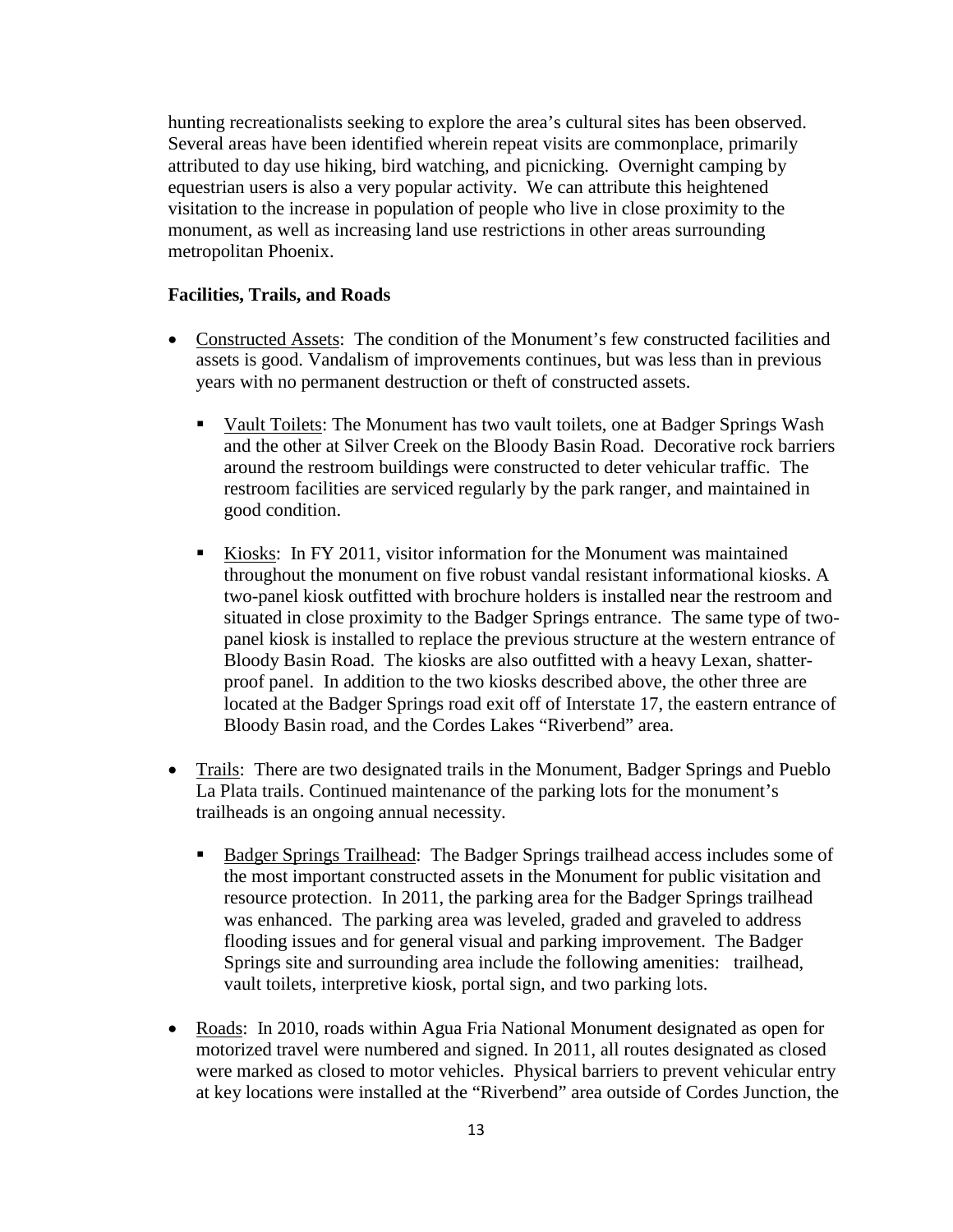hunting recreationalists seeking to explore the area's cultural sites has been observed. Several areas have been identified wherein repeat visits are commonplace, primarily attributed to day use hiking, bird watching, and picnicking. Overnight camping by equestrian users is also a very popular activity. We can attribute this heightened visitation to the increase in population of people who live in close proximity to the monument, as well as increasing land use restrictions in other areas surrounding metropolitan Phoenix.

**Facilities, Trails, and Roads**

- Constructed Assets: The condition of the Monument's few constructed facilities and assets is good. Vandalism of improvements continues, but was less than in previous years with no permanent destruction or theft of constructed assets.
  - Vault Toilets: The Monument has two vault toilets, one at Badger Springs Wash and the other at Silver Creek on the Bloody Basin Road. Decorative rock barriers around the restroom buildings were constructed to deter vehicular traffic. The restroom facilities are serviced regularly by the park ranger, and maintained in good condition.
  - Kiosks: In FY 2011, visitor information for the Monument was maintained throughout the monument on five robust vandal resistant informational kiosks. A two-panel kiosk outfitted with brochure holders is installed near the restroom and situated in close proximity to the Badger Springs entrance. The same type of two-panel kiosk is installed to replace the previous structure at the western entrance of Bloody Basin Road. The kiosks are also outfitted with a heavy Lexan, shatter-proof panel. In addition to the two kiosks described above, the other three are located at the Badger Springs road exit off of Interstate 17, the eastern entrance of Bloody Basin road, and the Cordes Lakes "Riverbend" area.
- Trails: There are two designated trails in the Monument, Badger Springs and Pueblo La Plata trails. Continued maintenance of the parking lots for the monument's trailheads is an ongoing annual necessity.
  - Badger Springs Trailhead: The Badger Springs trailhead access includes some of the most important constructed assets in the Monument for public visitation and resource protection. In 2011, the parking area for the Badger Springs trailhead was enhanced. The parking area was leveled, graded and graveled to address flooding issues and for general visual and parking improvement. The Badger Springs site and surrounding area include the following amenities: trailhead, vault toilets, interpretive kiosk, portal sign, and two parking lots.
- Roads: In 2010, roads within Agua Fria National Monument designated as open for motorized travel were numbered and signed. In 2011, all routes designated as closed were marked as closed to motor vehicles. Physical barriers to prevent vehicular entry at key locations were installed at the "Riverbend" area outside of Cordes Junction, the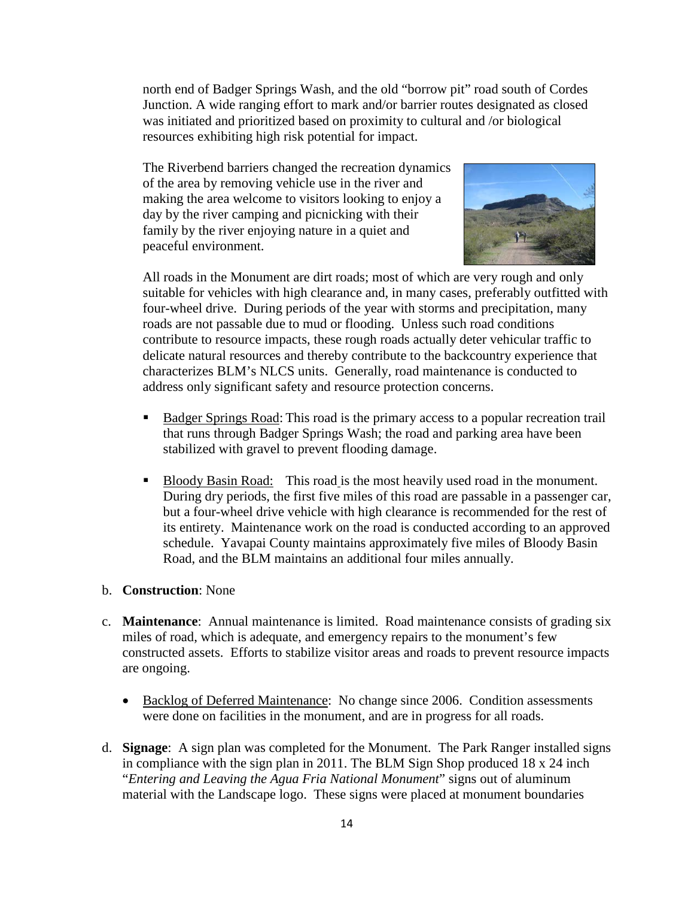north end of Badger Springs Wash, and the old “borrow pit” road south of Cordes Junction. A wide ranging effort to mark and/or barrier routes designated as closed was initiated and prioritized based on proximity to cultural and /or biological resources exhibiting high risk potential for impact.

The Riverbend barriers changed the recreation dynamics of the area by removing vehicle use in the river and making the area welcome to visitors looking to enjoy a day by the river camping and picnicking with their family by the river enjoying nature in a quiet and peaceful environment.

All roads in the Monument are dirt roads; most of which are very rough and only suitable for vehicles with high clearance and, in many cases, preferably outfitted with four-wheel drive. During periods of the year with storms and precipitation, many roads are not passable due to mud or flooding. Unless such road conditions contribute to resource impacts, these rough roads actually deter vehicular traffic to delicate natural resources and thereby contribute to the backcountry experience that characterizes BLM’s NLCS units. Generally, road maintenance is conducted to address only significant safety and resource protection concerns.

- Badger Springs Road: This road is the primary access to a popular recreation trail that runs through Badger Springs Wash; the road and parking area have been stabilized with gravel to prevent flooding damage.

- Bloody Basin Road: This road is the most heavily used road in the monument. During dry periods, the first five miles of this road are passable in a passenger car, but a four-wheel drive vehicle with high clearance is recommended for the rest of its entirety. Maintenance work on the road is conducted according to an approved schedule. Yavapai County maintains approximately five miles of Bloody Basin Road, and the BLM maintains an additional four miles annually.

b. **Construction**: None

c. **Maintenance**: Annual maintenance is limited. Road maintenance consists of grading six miles of road, which is adequate, and emergency repairs to the monument’s few constructed assets. Efforts to stabilize visitor areas and roads to prevent resource impacts are ongoing.

- Backlog of Deferred Maintenance: No change since 2006. Condition assessments were done on facilities in the monument, and are in progress for all roads.

d. **Signage**: A sign plan was completed for the Monument. The Park Ranger installed signs in compliance with the sign plan in 2011. The BLM Sign Shop produced 18 x 24 inch “*Entering and Leaving the Agua Fria National Monument*” signs out of aluminum material with the Landscape logo. These signs were placed at monument boundaries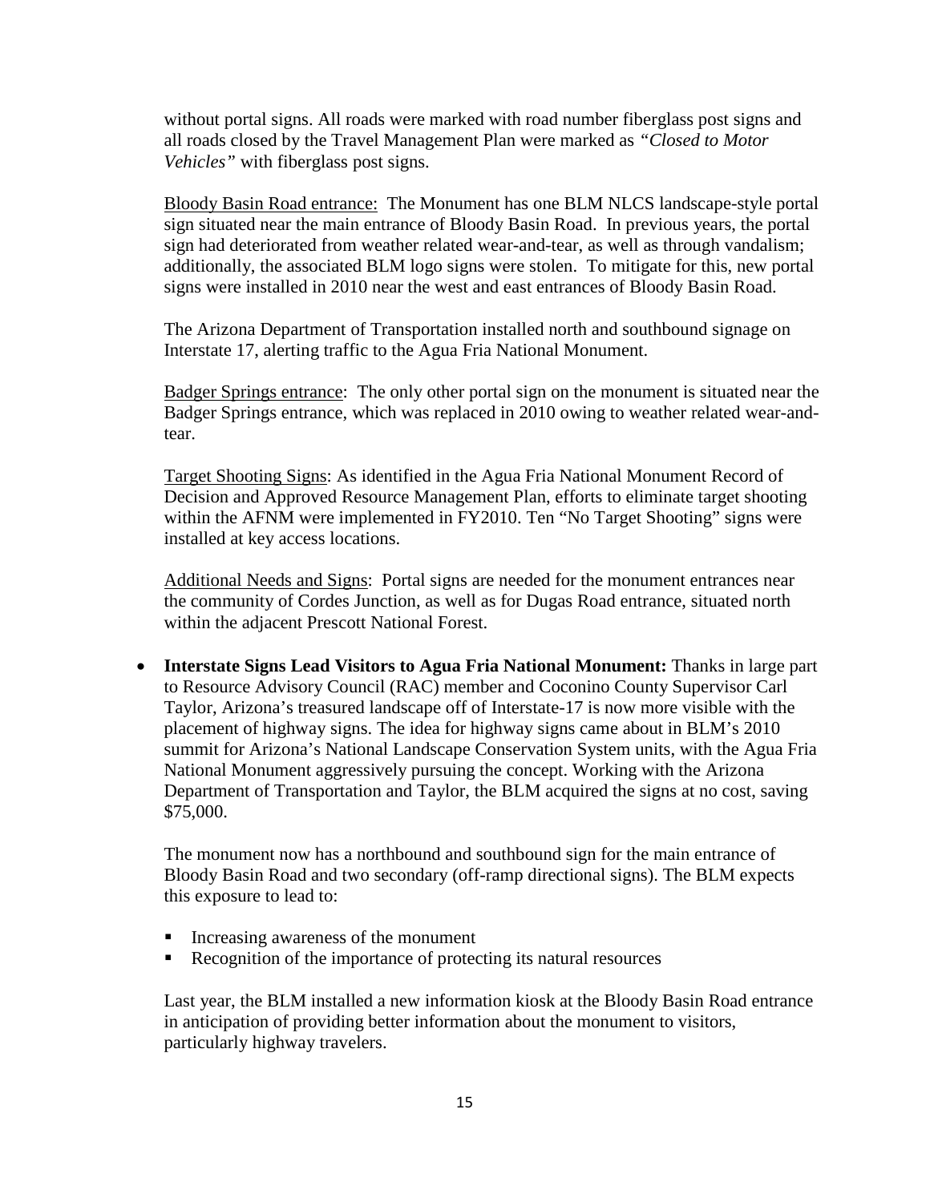without portal signs. All roads were marked with road number fiberglass post signs and all roads closed by the Travel Management Plan were marked as *"Closed to Motor Vehicles"* with fiberglass post signs.

<u>Bloody Basin Road entrance:</u> The Monument has one BLM NLCS landscape-style portal sign situated near the main entrance of Bloody Basin Road. In previous years, the portal sign had deteriorated from weather related wear-and-tear, as well as through vandalism; additionally, the associated BLM logo signs were stolen. To mitigate for this, new portal signs were installed in 2010 near the west and east entrances of Bloody Basin Road.

The Arizona Department of Transportation installed north and southbound signage on Interstate 17, alerting traffic to the Agua Fria National Monument.

<u>Badger Springs entrance</u>: The only other portal sign on the monument is situated near the Badger Springs entrance, which was replaced in 2010 owing to weather related wear-and-tear.

<u>Target Shooting Signs</u>: As identified in the Agua Fria National Monument Record of Decision and Approved Resource Management Plan, efforts to eliminate target shooting within the AFNM were implemented in FY2010. Ten "No Target Shooting" signs were installed at key access locations.

<u>Additional Needs and Signs</u>: Portal signs are needed for the monument entrances near the community of Cordes Junction, as well as for Dugas Road entrance, situated north within the adjacent Prescott National Forest.

- **Interstate Signs Lead Visitors to Agua Fria National Monument:** Thanks in large part to Resource Advisory Council (RAC) member and Coconino County Supervisor Carl Taylor, Arizona's treasured landscape off of Interstate-17 is now more visible with the placement of highway signs. The idea for highway signs came about in BLM's 2010 summit for Arizona's National Landscape Conservation System units, with the Agua Fria National Monument aggressively pursuing the concept. Working with the Arizona Department of Transportation and Taylor, the BLM acquired the signs at no cost, saving $75,000.

  The monument now has a northbound and southbound sign for the main entrance of Bloody Basin Road and two secondary (off-ramp directional signs). The BLM expects this exposure to lead to:

  - Increasing awareness of the monument
  - Recognition of the importance of protecting its natural resources

  Last year, the BLM installed a new information kiosk at the Bloody Basin Road entrance in anticipation of providing better information about the monument to visitors, particularly highway travelers.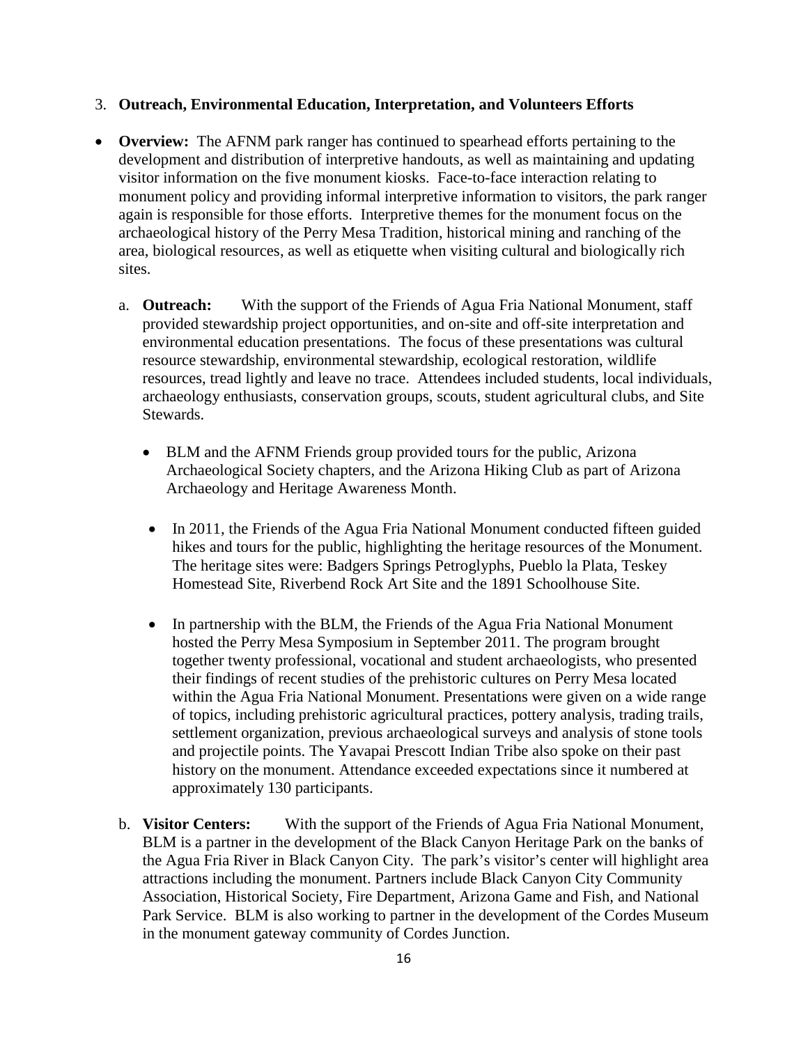3. **Outreach, Environmental Education, Interpretation, and Volunteers Efforts**

- **Overview:** The AFNM park ranger has continued to spearhead efforts pertaining to the development and distribution of interpretive handouts, as well as maintaining and updating visitor information on the five monument kiosks. Face-to-face interaction relating to monument policy and providing informal interpretive information to visitors, the park ranger again is responsible for those efforts. Interpretive themes for the monument focus on the archaeological history of the Perry Mesa Tradition, historical mining and ranching of the area, biological resources, as well as etiquette when visiting cultural and biologically rich sites.

  a. **Outreach:** With the support of the Friends of Agua Fria National Monument, staff provided stewardship project opportunities, and on-site and off-site interpretation and environmental education presentations. The focus of these presentations was cultural resource stewardship, environmental stewardship, ecological restoration, wildlife resources, tread lightly and leave no trace. Attendees included students, local individuals, archaeology enthusiasts, conservation groups, scouts, student agricultural clubs, and Site Stewards.

     - BLM and the AFNM Friends group provided tours for the public, Arizona Archaeological Society chapters, and the Arizona Hiking Club as part of Arizona Archaeology and Heritage Awareness Month.

     - In 2011, the Friends of the Agua Fria National Monument conducted fifteen guided hikes and tours for the public, highlighting the heritage resources of the Monument. The heritage sites were: Badgers Springs Petroglyphs, Pueblo la Plata, Teskey Homestead Site, Riverbend Rock Art Site and the 1891 Schoolhouse Site.

     - In partnership with the BLM, the Friends of the Agua Fria National Monument hosted the Perry Mesa Symposium in September 2011. The program brought together twenty professional, vocational and student archaeologists, who presented their findings of recent studies of the prehistoric cultures on Perry Mesa located within the Agua Fria National Monument. Presentations were given on a wide range of topics, including prehistoric agricultural practices, pottery analysis, trading trails, settlement organization, previous archaeological surveys and analysis of stone tools and projectile points. The Yavapai Prescott Indian Tribe also spoke on their past history on the monument. Attendance exceeded expectations since it numbered at approximately 130 participants.

  b. **Visitor Centers:** With the support of the Friends of Agua Fria National Monument, BLM is a partner in the development of the Black Canyon Heritage Park on the banks of the Agua Fria River in Black Canyon City. The park's visitor's center will highlight area attractions including the monument. Partners include Black Canyon City Community Association, Historical Society, Fire Department, Arizona Game and Fish, and National Park Service. BLM is also working to partner in the development of the Cordes Museum in the monument gateway community of Cordes Junction.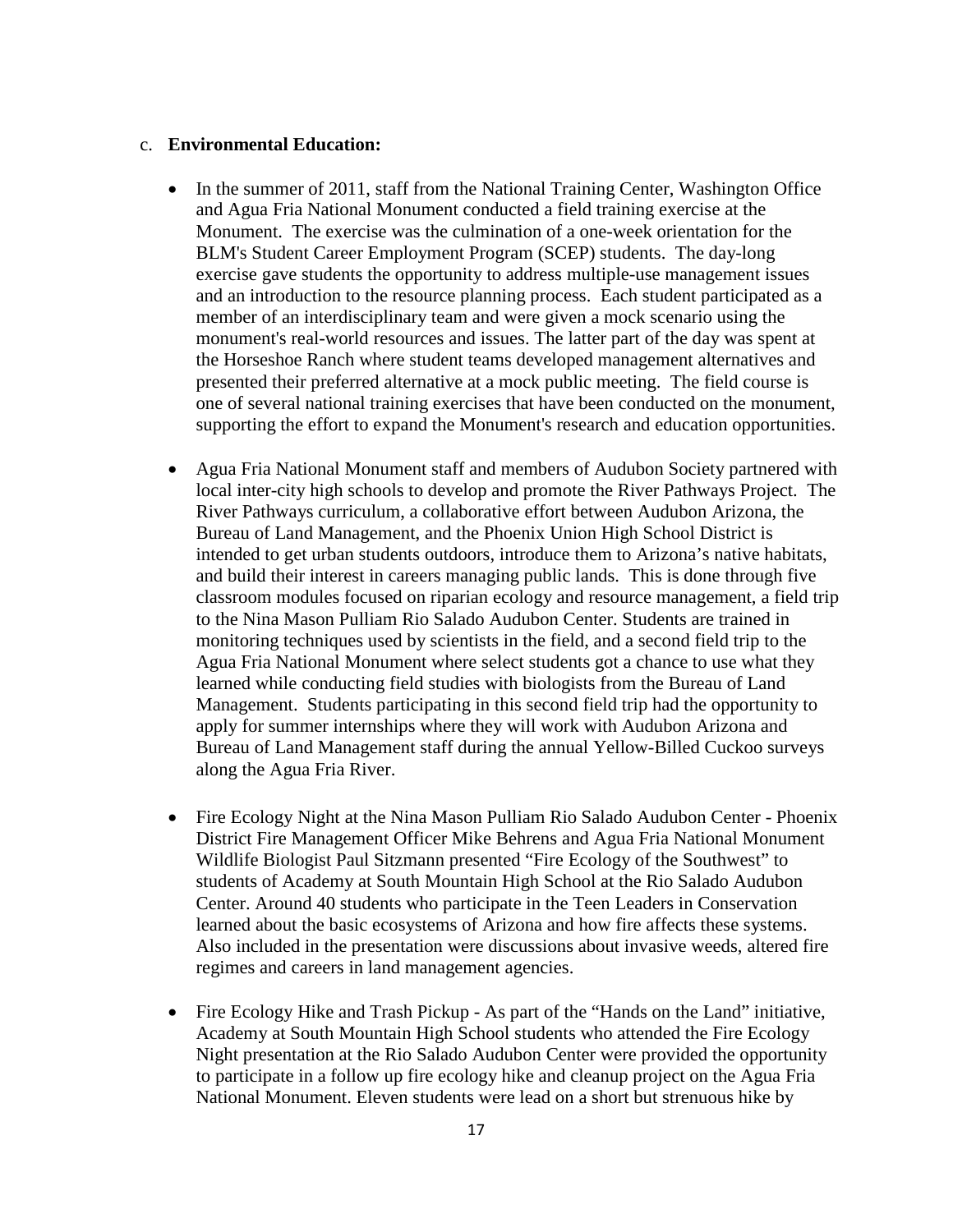c. **Environmental Education:**

- In the summer of 2011, staff from the National Training Center, Washington Office and Agua Fria National Monument conducted a field training exercise at the Monument. The exercise was the culmination of a one-week orientation for the BLM's Student Career Employment Program (SCEP) students. The day-long exercise gave students the opportunity to address multiple-use management issues and an introduction to the resource planning process. Each student participated as a member of an interdisciplinary team and were given a mock scenario using the monument's real-world resources and issues. The latter part of the day was spent at the Horseshoe Ranch where student teams developed management alternatives and presented their preferred alternative at a mock public meeting. The field course is one of several national training exercises that have been conducted on the monument, supporting the effort to expand the Monument's research and education opportunities.

- Agua Fria National Monument staff and members of Audubon Society partnered with local inter-city high schools to develop and promote the River Pathways Project. The River Pathways curriculum, a collaborative effort between Audubon Arizona, the Bureau of Land Management, and the Phoenix Union High School District is intended to get urban students outdoors, introduce them to Arizona's native habitats, and build their interest in careers managing public lands. This is done through five classroom modules focused on riparian ecology and resource management, a field trip to the Nina Mason Pulliam Rio Salado Audubon Center. Students are trained in monitoring techniques used by scientists in the field, and a second field trip to the Agua Fria National Monument where select students got a chance to use what they learned while conducting field studies with biologists from the Bureau of Land Management. Students participating in this second field trip had the opportunity to apply for summer internships where they will work with Audubon Arizona and Bureau of Land Management staff during the annual Yellow-Billed Cuckoo surveys along the Agua Fria River.

- Fire Ecology Night at the Nina Mason Pulliam Rio Salado Audubon Center - Phoenix District Fire Management Officer Mike Behrens and Agua Fria National Monument Wildlife Biologist Paul Sitzmann presented "Fire Ecology of the Southwest" to students of Academy at South Mountain High School at the Rio Salado Audubon Center. Around 40 students who participate in the Teen Leaders in Conservation learned about the basic ecosystems of Arizona and how fire affects these systems. Also included in the presentation were discussions about invasive weeds, altered fire regimes and careers in land management agencies.

- Fire Ecology Hike and Trash Pickup - As part of the "Hands on the Land" initiative, Academy at South Mountain High School students who attended the Fire Ecology Night presentation at the Rio Salado Audubon Center were provided the opportunity to participate in a follow up fire ecology hike and cleanup project on the Agua Fria National Monument. Eleven students were lead on a short but strenuous hike by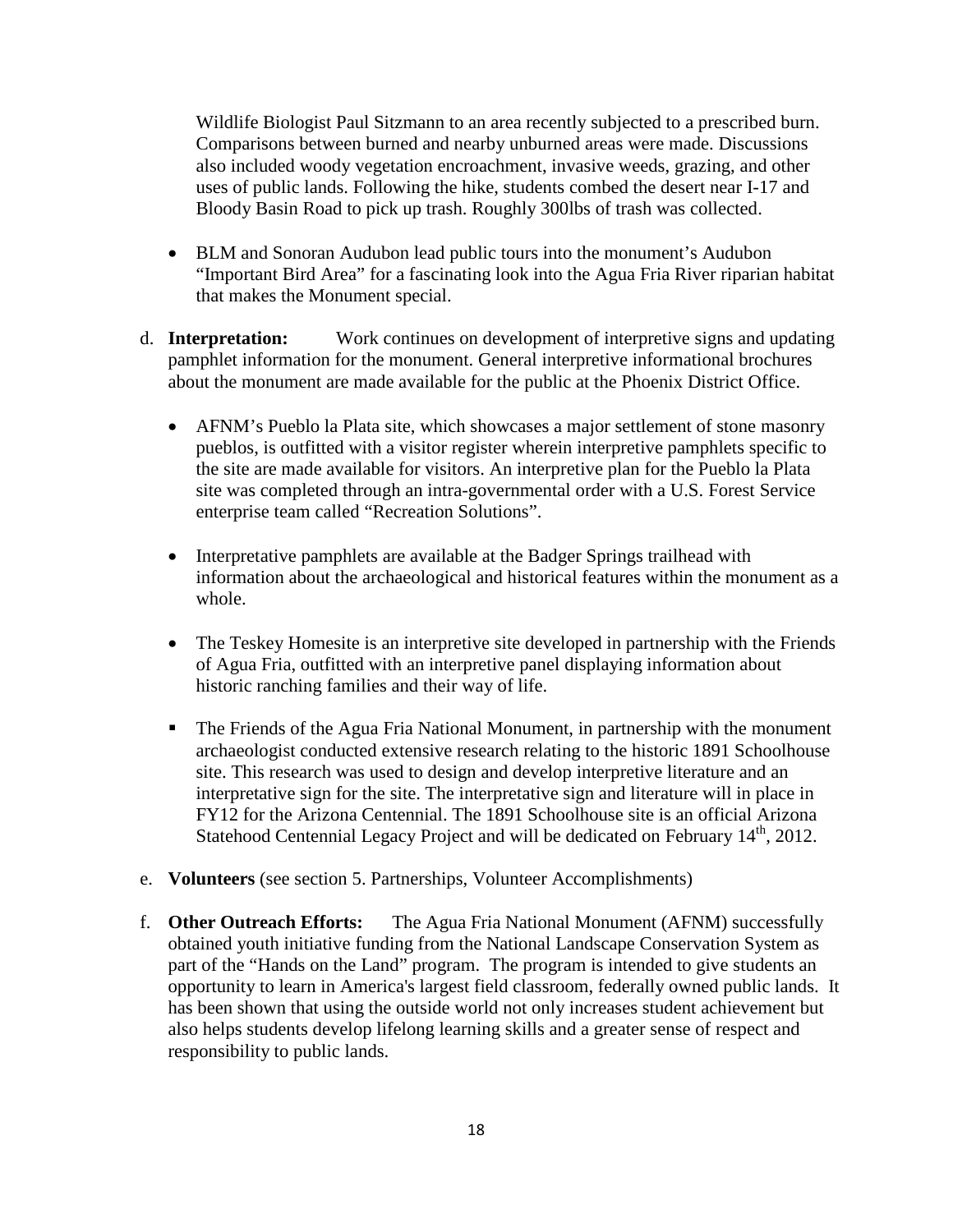Wildlife Biologist Paul Sitzmann to an area recently subjected to a prescribed burn. Comparisons between burned and nearby unburned areas were made. Discussions also included woody vegetation encroachment, invasive weeds, grazing, and other uses of public lands. Following the hike, students combed the desert near I-17 and Bloody Basin Road to pick up trash. Roughly 300lbs of trash was collected.

- BLM and Sonoran Audubon lead public tours into the monument's Audubon "Important Bird Area" for a fascinating look into the Agua Fria River riparian habitat that makes the Monument special.

d. **Interpretation:** Work continues on development of interpretive signs and updating pamphlet information for the monument. General interpretive informational brochures about the monument are made available for the public at the Phoenix District Office.

- AFNM's Pueblo la Plata site, which showcases a major settlement of stone masonry pueblos, is outfitted with a visitor register wherein interpretive pamphlets specific to the site are made available for visitors. An interpretive plan for the Pueblo la Plata site was completed through an intra-governmental order with a U.S. Forest Service enterprise team called "Recreation Solutions".

- Interpretative pamphlets are available at the Badger Springs trailhead with information about the archaeological and historical features within the monument as a whole.

- The Teskey Homesite is an interpretive site developed in partnership with the Friends of Agua Fria, outfitted with an interpretive panel displaying information about historic ranching families and their way of life.

- The Friends of the Agua Fria National Monument, in partnership with the monument archaeologist conducted extensive research relating to the historic 1891 Schoolhouse site. This research was used to design and develop interpretive literature and an interpretative sign for the site. The interpretative sign and literature will in place in FY12 for the Arizona Centennial. The 1891 Schoolhouse site is an official Arizona Statehood Centennial Legacy Project and will be dedicated on February 14th, 2012.

e. **Volunteers** (see section 5. Partnerships, Volunteer Accomplishments)

f. **Other Outreach Efforts:** The Agua Fria National Monument (AFNM) successfully obtained youth initiative funding from the National Landscape Conservation System as part of the "Hands on the Land" program. The program is intended to give students an opportunity to learn in America's largest field classroom, federally owned public lands. It has been shown that using the outside world not only increases student achievement but also helps students develop lifelong learning skills and a greater sense of respect and responsibility to public lands.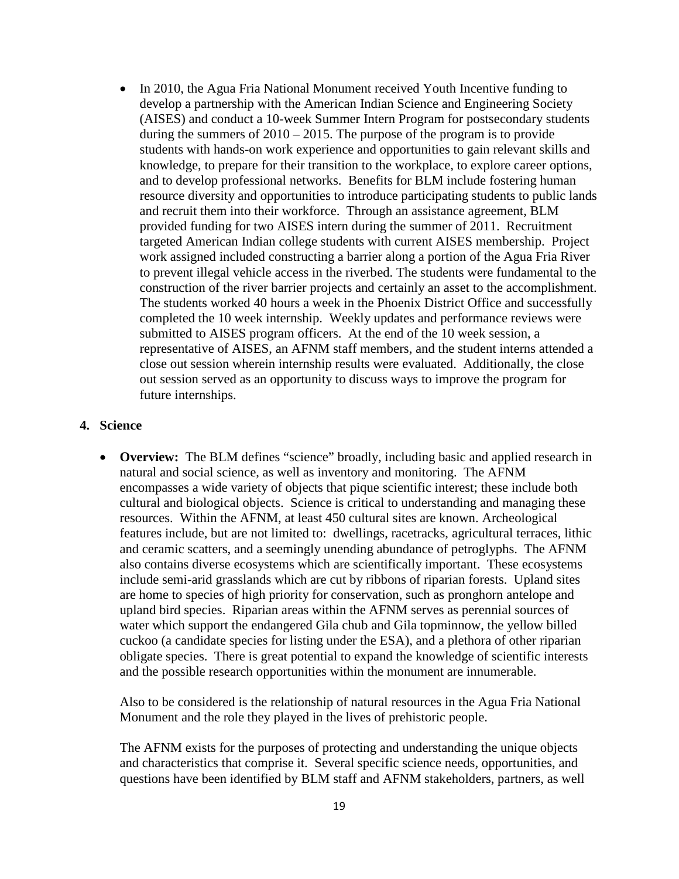- In 2010, the Agua Fria National Monument received Youth Incentive funding to develop a partnership with the American Indian Science and Engineering Society (AISES) and conduct a 10-week Summer Intern Program for postsecondary students during the summers of 2010 – 2015. The purpose of the program is to provide students with hands-on work experience and opportunities to gain relevant skills and knowledge, to prepare for their transition to the workplace, to explore career options, and to develop professional networks. Benefits for BLM include fostering human resource diversity and opportunities to introduce participating students to public lands and recruit them into their workforce. Through an assistance agreement, BLM provided funding for two AISES intern during the summer of 2011. Recruitment targeted American Indian college students with current AISES membership. Project work assigned included constructing a barrier along a portion of the Agua Fria River to prevent illegal vehicle access in the riverbed. The students were fundamental to the construction of the river barrier projects and certainly an asset to the accomplishment. The students worked 40 hours a week in the Phoenix District Office and successfully completed the 10 week internship. Weekly updates and performance reviews were submitted to AISES program officers. At the end of the 10 week session, a representative of AISES, an AFNM staff members, and the student interns attended a close out session wherein internship results were evaluated. Additionally, the close out session served as an opportunity to discuss ways to improve the program for future internships.

## 4. Science

- **Overview:** The BLM defines "science" broadly, including basic and applied research in natural and social science, as well as inventory and monitoring. The AFNM encompasses a wide variety of objects that pique scientific interest; these include both cultural and biological objects. Science is critical to understanding and managing these resources. Within the AFNM, at least 450 cultural sites are known. Archeological features include, but are not limited to: dwellings, racetracks, agricultural terraces, lithic and ceramic scatters, and a seemingly unending abundance of petroglyphs. The AFNM also contains diverse ecosystems which are scientifically important. These ecosystems include semi-arid grasslands which are cut by ribbons of riparian forests. Upland sites are home to species of high priority for conservation, such as pronghorn antelope and upland bird species. Riparian areas within the AFNM serves as perennial sources of water which support the endangered Gila chub and Gila topminnow, the yellow billed cuckoo (a candidate species for listing under the ESA), and a plethora of other riparian obligate species. There is great potential to expand the knowledge of scientific interests and the possible research opportunities within the monument are innumerable.

  Also to be considered is the relationship of natural resources in the Agua Fria National Monument and the role they played in the lives of prehistoric people.

  The AFNM exists for the purposes of protecting and understanding the unique objects and characteristics that comprise it. Several specific science needs, opportunities, and questions have been identified by BLM staff and AFNM stakeholders, partners, as well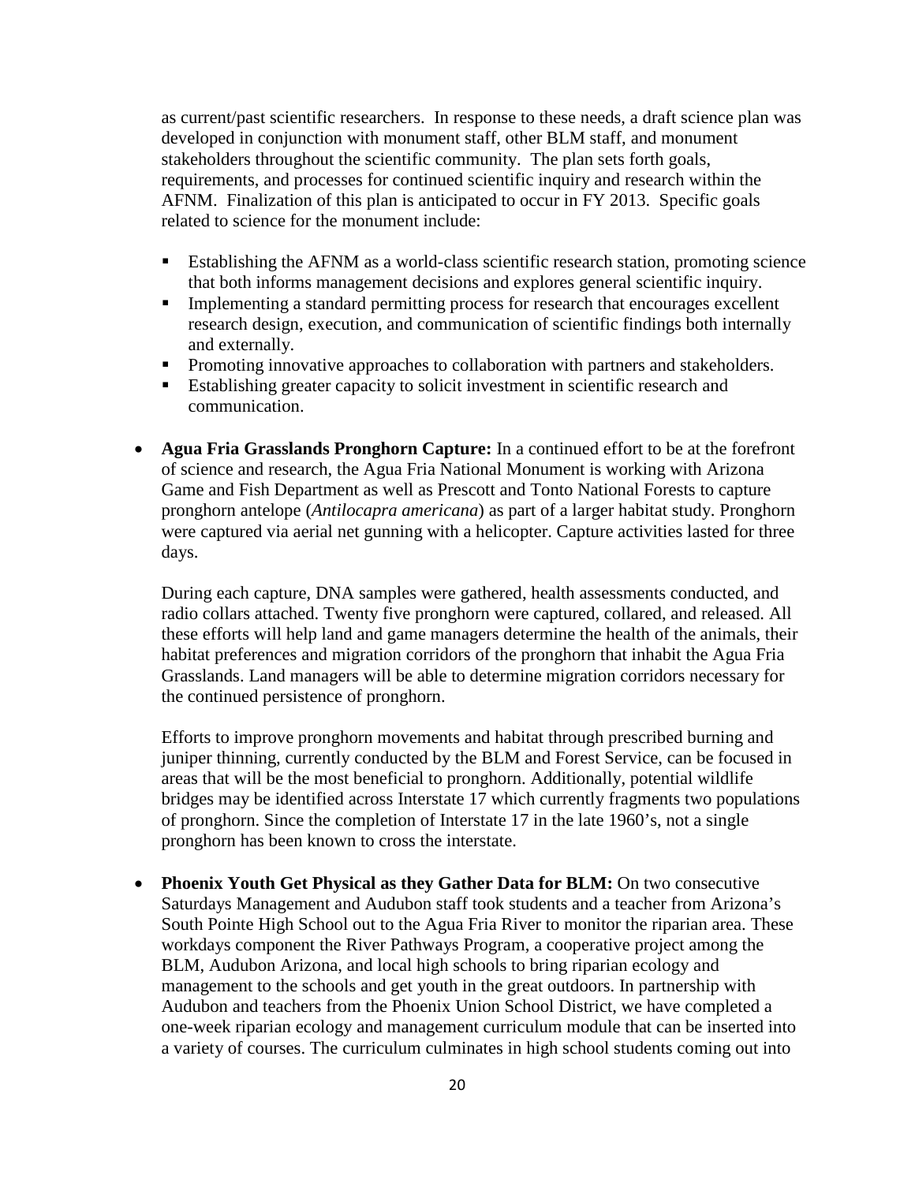as current/past scientific researchers. In response to these needs, a draft science plan was developed in conjunction with monument staff, other BLM staff, and monument stakeholders throughout the scientific community. The plan sets forth goals, requirements, and processes for continued scientific inquiry and research within the AFNM. Finalization of this plan is anticipated to occur in FY 2013. Specific goals related to science for the monument include:

- Establishing the AFNM as a world-class scientific research station, promoting science that both informs management decisions and explores general scientific inquiry.
- Implementing a standard permitting process for research that encourages excellent research design, execution, and communication of scientific findings both internally and externally.
- Promoting innovative approaches to collaboration with partners and stakeholders.
- Establishing greater capacity to solicit investment in scientific research and communication.

- **Agua Fria Grasslands Pronghorn Capture:** In a continued effort to be at the forefront of science and research, the Agua Fria National Monument is working with Arizona Game and Fish Department as well as Prescott and Tonto National Forests to capture pronghorn antelope (*Antilocapra americana*) as part of a larger habitat study. Pronghorn were captured via aerial net gunning with a helicopter. Capture activities lasted for three days.

  During each capture, DNA samples were gathered, health assessments conducted, and radio collars attached. Twenty five pronghorn were captured, collared, and released. All these efforts will help land and game managers determine the health of the animals, their habitat preferences and migration corridors of the pronghorn that inhabit the Agua Fria Grasslands. Land managers will be able to determine migration corridors necessary for the continued persistence of pronghorn.

  Efforts to improve pronghorn movements and habitat through prescribed burning and juniper thinning, currently conducted by the BLM and Forest Service, can be focused in areas that will be the most beneficial to pronghorn. Additionally, potential wildlife bridges may be identified across Interstate 17 which currently fragments two populations of pronghorn. Since the completion of Interstate 17 in the late 1960's, not a single pronghorn has been known to cross the interstate.

- **Phoenix Youth Get Physical as they Gather Data for BLM:** On two consecutive Saturdays Management and Audubon staff took students and a teacher from Arizona's South Pointe High School out to the Agua Fria River to monitor the riparian area. These workdays component the River Pathways Program, a cooperative project among the BLM, Audubon Arizona, and local high schools to bring riparian ecology and management to the schools and get youth in the great outdoors. In partnership with Audubon and teachers from the Phoenix Union School District, we have completed a one-week riparian ecology and management curriculum module that can be inserted into a variety of courses. The curriculum culminates in high school students coming out into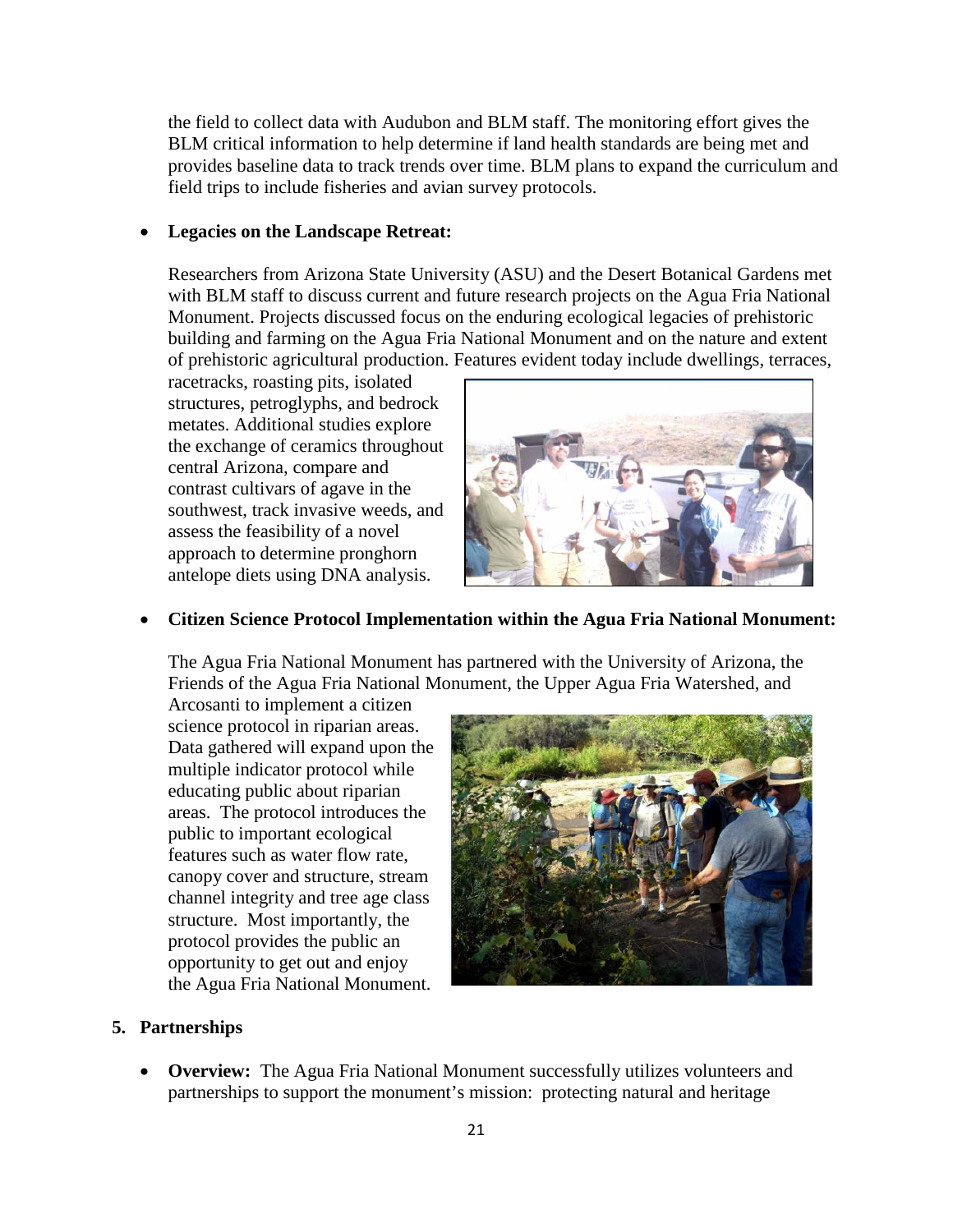the field to collect data with Audubon and BLM staff. The monitoring effort gives the BLM critical information to help determine if land health standards are being met and provides baseline data to track trends over time. BLM plans to expand the curriculum and field trips to include fisheries and avian survey protocols.

- **Legacies on the Landscape Retreat:**

  Researchers from Arizona State University (ASU) and the Desert Botanical Gardens met with BLM staff to discuss current and future research projects on the Agua Fria National Monument. Projects discussed focus on the enduring ecological legacies of prehistoric building and farming on the Agua Fria National Monument and on the nature and extent of prehistoric agricultural production. Features evident today include dwellings, terraces, racetracks, roasting pits, isolated structures, petroglyphs, and bedrock metates. Additional studies explore the exchange of ceramics throughout central Arizona, compare and contrast cultivars of agave in the southwest, track invasive weeds, and assess the feasibility of a novel approach to determine pronghorn antelope diets using DNA analysis.

- **Citizen Science Protocol Implementation within the Agua Fria National Monument:**

  The Agua Fria National Monument has partnered with the University of Arizona, the Friends of the Agua Fria National Monument, the Upper Agua Fria Watershed, and Arcosanti to implement a citizen science protocol in riparian areas. Data gathered will expand upon the multiple indicator protocol while educating public about riparian areas. The protocol introduces the public to important ecological features such as water flow rate, canopy cover and structure, stream channel integrity and tree age class structure. Most importantly, the protocol provides the public an opportunity to get out and enjoy the Agua Fria National Monument.

## 5. Partnerships

- **Overview:** The Agua Fria National Monument successfully utilizes volunteers and partnerships to support the monument's mission: protecting natural and heritage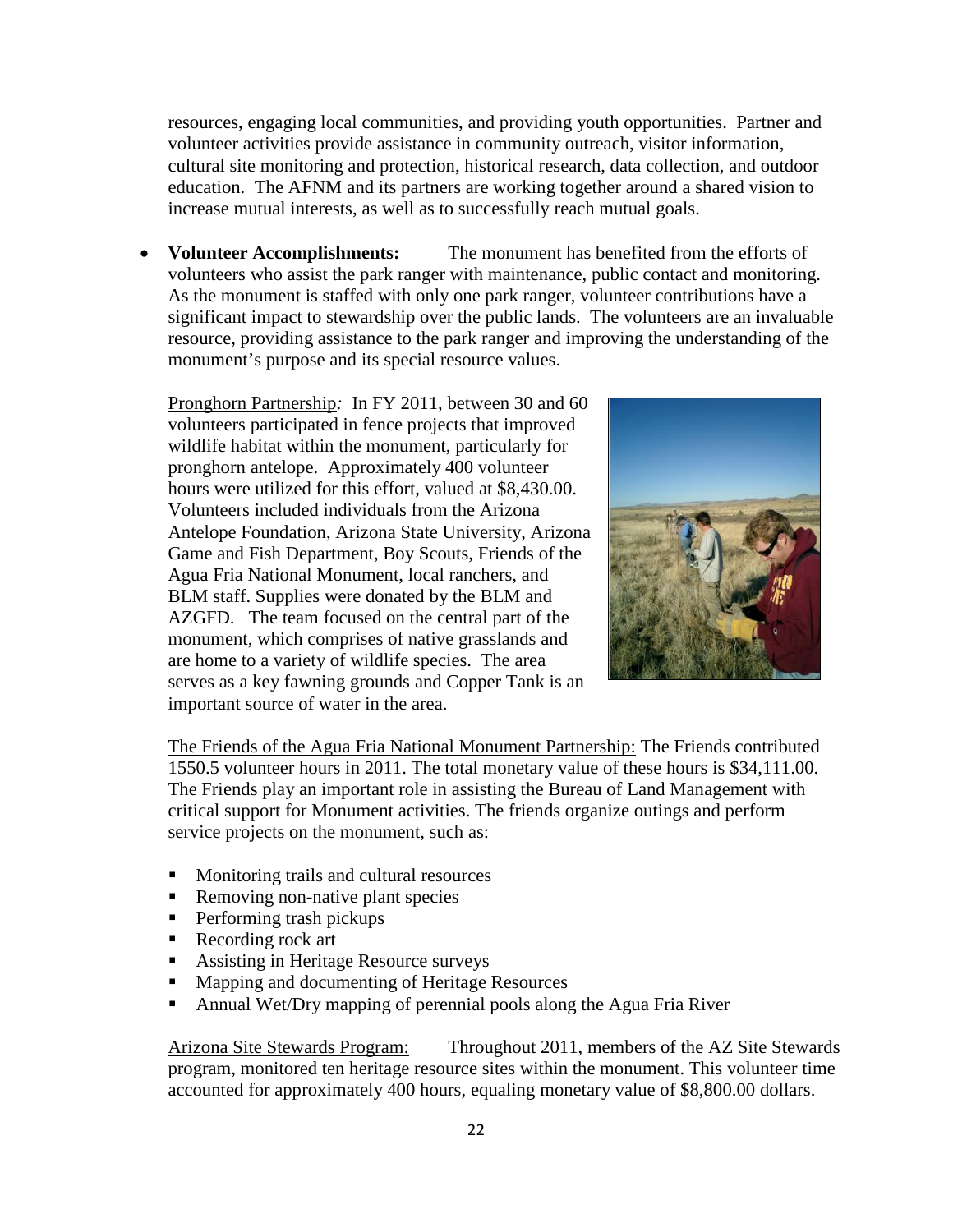resources, engaging local communities, and providing youth opportunities. Partner and volunteer activities provide assistance in community outreach, visitor information, cultural site monitoring and protection, historical research, data collection, and outdoor education. The AFNM and its partners are working together around a shared vision to increase mutual interests, as well as to successfully reach mutual goals.

- **Volunteer Accomplishments:** The monument has benefited from the efforts of volunteers who assist the park ranger with maintenance, public contact and monitoring. As the monument is staffed with only one park ranger, volunteer contributions have a significant impact to stewardship over the public lands. The volunteers are an invaluable resource, providing assistance to the park ranger and improving the understanding of the monument's purpose and its special resource values.

  Pronghorn Partnership*:* In FY 2011, between 30 and 60 volunteers participated in fence projects that improved wildlife habitat within the monument, particularly for pronghorn antelope. Approximately 400 volunteer hours were utilized for this effort, valued at $8,430.00. Volunteers included individuals from the Arizona Antelope Foundation, Arizona State University, Arizona Game and Fish Department, Boy Scouts, Friends of the Agua Fria National Monument, local ranchers, and BLM staff. Supplies were donated by the BLM and AZGFD. The team focused on the central part of the monument, which comprises of native grasslands and are home to a variety of wildlife species. The area serves as a key fawning grounds and Copper Tank is an important source of water in the area.

  The Friends of the Agua Fria National Monument Partnership: The Friends contributed 1550.5 volunteer hours in 2011. The total monetary value of these hours is $34,111.00. The Friends play an important role in assisting the Bureau of Land Management with critical support for Monument activities. The friends organize outings and perform service projects on the monument, such as:

  - Monitoring trails and cultural resources
  - Removing non-native plant species
  - Performing trash pickups
  - Recording rock art
  - Assisting in Heritage Resource surveys
  - Mapping and documenting of Heritage Resources
  - Annual Wet/Dry mapping of perennial pools along the Agua Fria River

  Arizona Site Stewards Program: Throughout 2011, members of the AZ Site Stewards program, monitored ten heritage resource sites within the monument. This volunteer time accounted for approximately 400 hours, equaling monetary value of $8,800.00 dollars.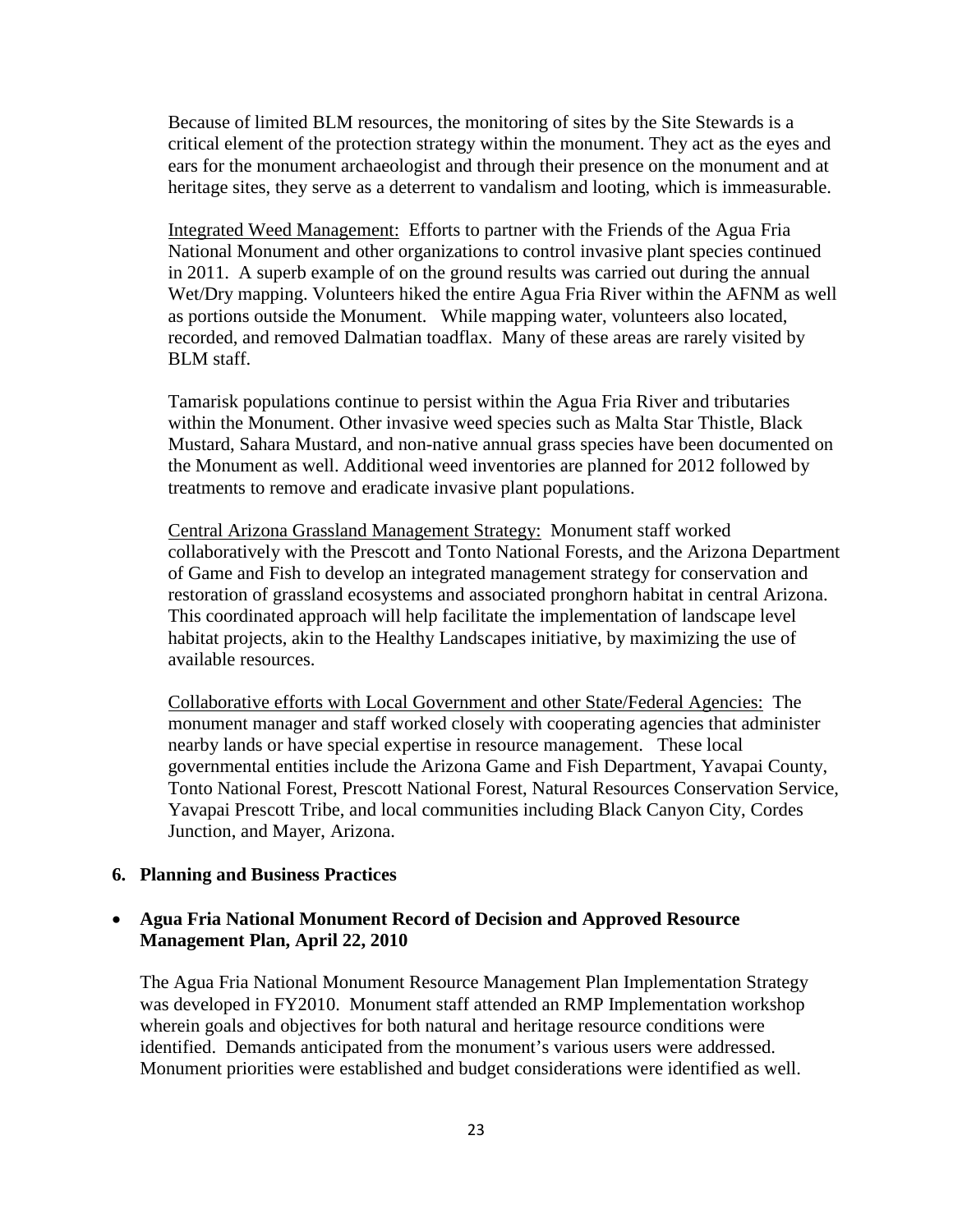Because of limited BLM resources, the monitoring of sites by the Site Stewards is a critical element of the protection strategy within the monument. They act as the eyes and ears for the monument archaeologist and through their presence on the monument and at heritage sites, they serve as a deterrent to vandalism and looting, which is immeasurable.

Integrated Weed Management: Efforts to partner with the Friends of the Agua Fria National Monument and other organizations to control invasive plant species continued in 2011. A superb example of on the ground results was carried out during the annual Wet/Dry mapping. Volunteers hiked the entire Agua Fria River within the AFNM as well as portions outside the Monument. While mapping water, volunteers also located, recorded, and removed Dalmatian toadflax. Many of these areas are rarely visited by BLM staff.

Tamarisk populations continue to persist within the Agua Fria River and tributaries within the Monument. Other invasive weed species such as Malta Star Thistle, Black Mustard, Sahara Mustard, and non-native annual grass species have been documented on the Monument as well. Additional weed inventories are planned for 2012 followed by treatments to remove and eradicate invasive plant populations.

Central Arizona Grassland Management Strategy: Monument staff worked collaboratively with the Prescott and Tonto National Forests, and the Arizona Department of Game and Fish to develop an integrated management strategy for conservation and restoration of grassland ecosystems and associated pronghorn habitat in central Arizona. This coordinated approach will help facilitate the implementation of landscape level habitat projects, akin to the Healthy Landscapes initiative, by maximizing the use of available resources.

Collaborative efforts with Local Government and other State/Federal Agencies: The monument manager and staff worked closely with cooperating agencies that administer nearby lands or have special expertise in resource management. These local governmental entities include the Arizona Game and Fish Department, Yavapai County, Tonto National Forest, Prescott National Forest, Natural Resources Conservation Service, Yavapai Prescott Tribe, and local communities including Black Canyon City, Cordes Junction, and Mayer, Arizona.

## 6. Planning and Business Practices

- **Agua Fria National Monument Record of Decision and Approved Resource Management Plan, April 22, 2010**

The Agua Fria National Monument Resource Management Plan Implementation Strategy was developed in FY2010. Monument staff attended an RMP Implementation workshop wherein goals and objectives for both natural and heritage resource conditions were identified. Demands anticipated from the monument's various users were addressed. Monument priorities were established and budget considerations were identified as well.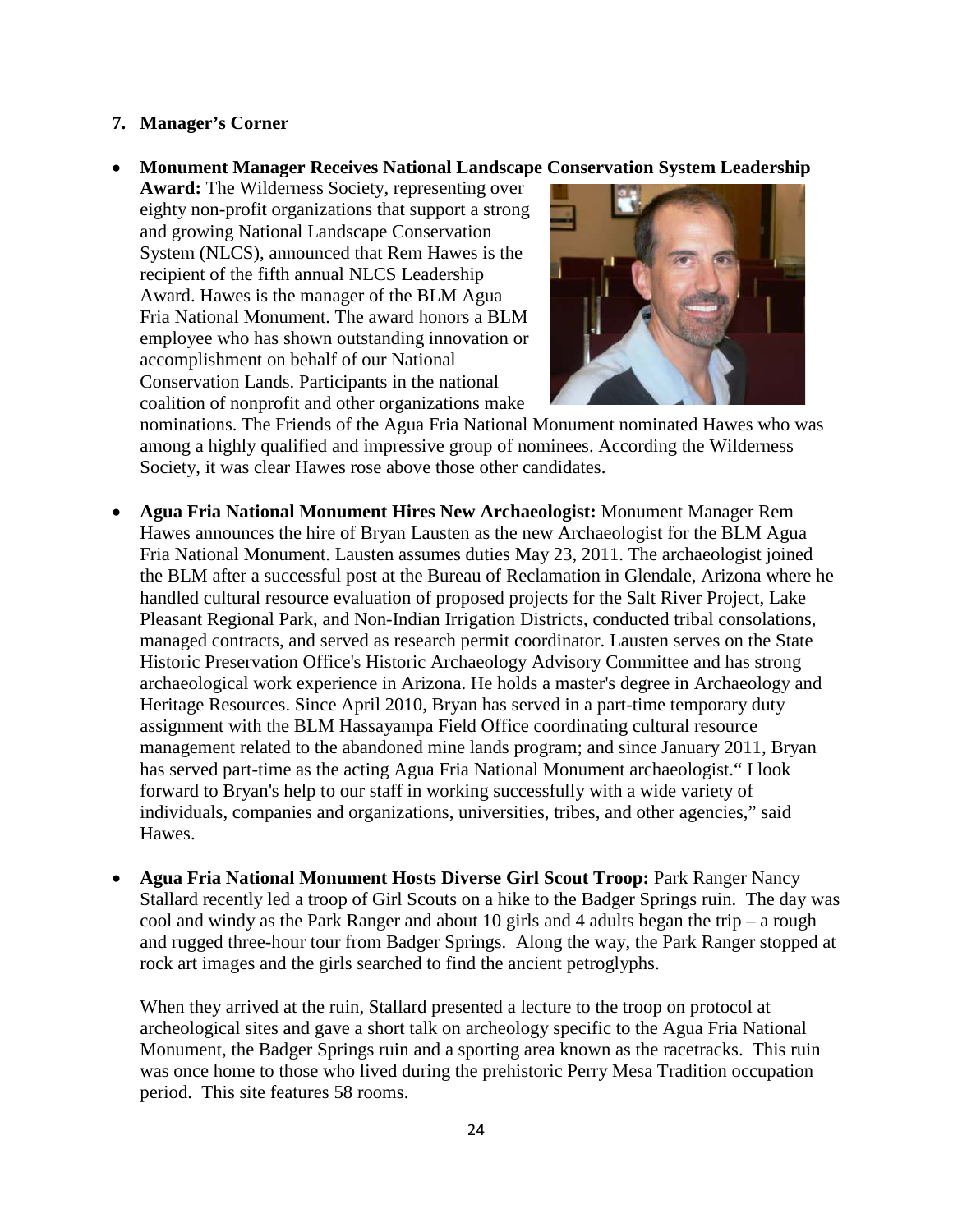## 7. Manager's Corner

- **Monument Manager Receives National Landscape Conservation System Leadership Award:** The Wilderness Society, representing over eighty non-profit organizations that support a strong and growing National Landscape Conservation System (NLCS), announced that Rem Hawes is the recipient of the fifth annual NLCS Leadership Award. Hawes is the manager of the BLM Agua Fria National Monument. The award honors a BLM employee who has shown outstanding innovation or accomplishment on behalf of our National Conservation Lands. Participants in the national coalition of nonprofit and other organizations make nominations. The Friends of the Agua Fria National Monument nominated Hawes who was among a highly qualified and impressive group of nominees. According the Wilderness Society, it was clear Hawes rose above those other candidates.

- **Agua Fria National Monument Hires New Archaeologist:** Monument Manager Rem Hawes announces the hire of Bryan Lausten as the new Archaeologist for the BLM Agua Fria National Monument. Lausten assumes duties May 23, 2011. The archaeologist joined the BLM after a successful post at the Bureau of Reclamation in Glendale, Arizona where he handled cultural resource evaluation of proposed projects for the Salt River Project, Lake Pleasant Regional Park, and Non-Indian Irrigation Districts, conducted tribal consolations, managed contracts, and served as research permit coordinator. Lausten serves on the State Historic Preservation Office's Historic Archaeology Advisory Committee and has strong archaeological work experience in Arizona. He holds a master's degree in Archaeology and Heritage Resources. Since April 2010, Bryan has served in a part-time temporary duty assignment with the BLM Hassayampa Field Office coordinating cultural resource management related to the abandoned mine lands program; and since January 2011, Bryan has served part-time as the acting Agua Fria National Monument archaeologist." I look forward to Bryan's help to our staff in working successfully with a wide variety of individuals, companies and organizations, universities, tribes, and other agencies," said Hawes.

- **Agua Fria National Monument Hosts Diverse Girl Scout Troop:** Park Ranger Nancy Stallard recently led a troop of Girl Scouts on a hike to the Badger Springs ruin. The day was cool and windy as the Park Ranger and about 10 girls and 4 adults began the trip – a rough and rugged three-hour tour from Badger Springs. Along the way, the Park Ranger stopped at rock art images and the girls searched to find the ancient petroglyphs.

  When they arrived at the ruin, Stallard presented a lecture to the troop on protocol at archeological sites and gave a short talk on archeology specific to the Agua Fria National Monument, the Badger Springs ruin and a sporting area known as the racetracks. This ruin was once home to those who lived during the prehistoric Perry Mesa Tradition occupation period. This site features 58 rooms.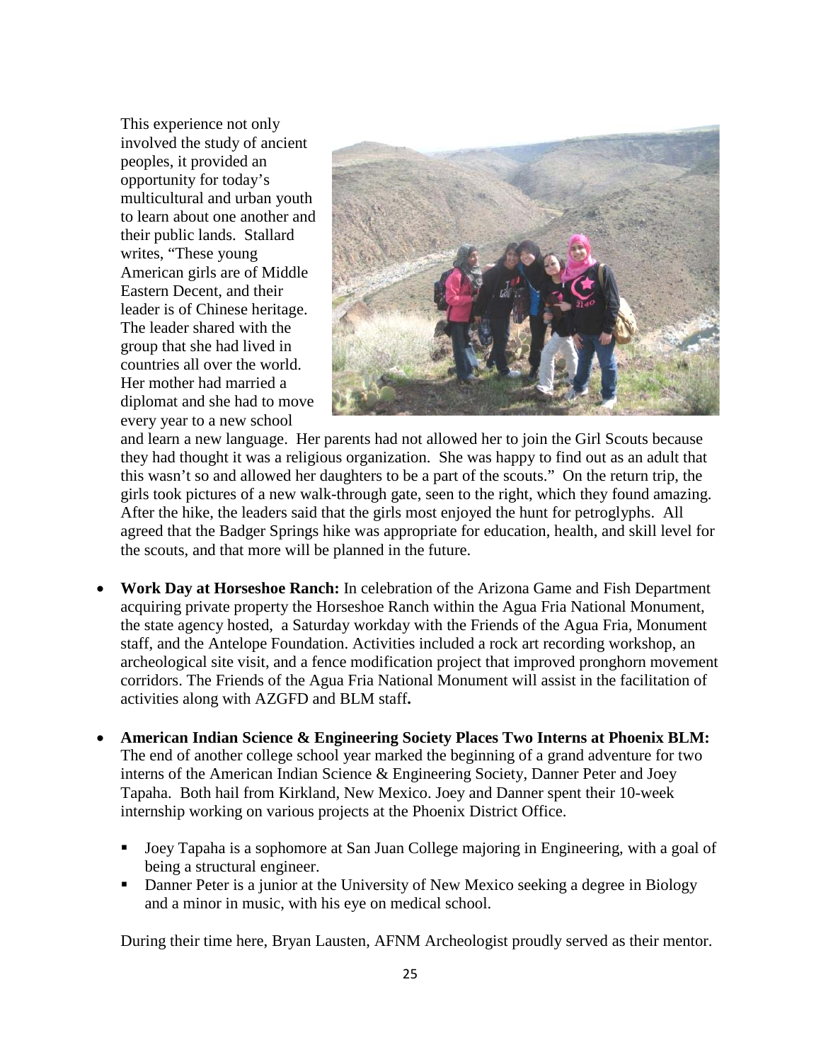This experience not only involved the study of ancient peoples, it provided an opportunity for today's multicultural and urban youth to learn about one another and their public lands. Stallard writes, "These young American girls are of Middle Eastern Decent, and their leader is of Chinese heritage. The leader shared with the group that she had lived in countries all over the world. Her mother had married a diplomat and she had to move every year to a new school and learn a new language. Her parents had not allowed her to join the Girl Scouts because they had thought it was a religious organization. She was happy to find out as an adult that this wasn't so and allowed her daughters to be a part of the scouts." On the return trip, the girls took pictures of a new walk-through gate, seen to the right, which they found amazing. After the hike, the leaders said that the girls most enjoyed the hunt for petroglyphs. All agreed that the Badger Springs hike was appropriate for education, health, and skill level for the scouts, and that more will be planned in the future.

- **Work Day at Horseshoe Ranch:** In celebration of the Arizona Game and Fish Department acquiring private property the Horseshoe Ranch within the Agua Fria National Monument, the state agency hosted, a Saturday workday with the Friends of the Agua Fria, Monument staff, and the Antelope Foundation. Activities included a rock art recording workshop, an archeological site visit, and a fence modification project that improved pronghorn movement corridors. The Friends of the Agua Fria National Monument will assist in the facilitation of activities along with AZGFD and BLM staff**.**

- **American Indian Science & Engineering Society Places Two Interns at Phoenix BLM:** The end of another college school year marked the beginning of a grand adventure for two interns of the American Indian Science & Engineering Society, Danner Peter and Joey Tapaha. Both hail from Kirkland, New Mexico. Joey and Danner spent their 10-week internship working on various projects at the Phoenix District Office.

  - Joey Tapaha is a sophomore at San Juan College majoring in Engineering, with a goal of being a structural engineer.
  - Danner Peter is a junior at the University of New Mexico seeking a degree in Biology and a minor in music, with his eye on medical school.

  During their time here, Bryan Lausten, AFNM Archeologist proudly served as their mentor.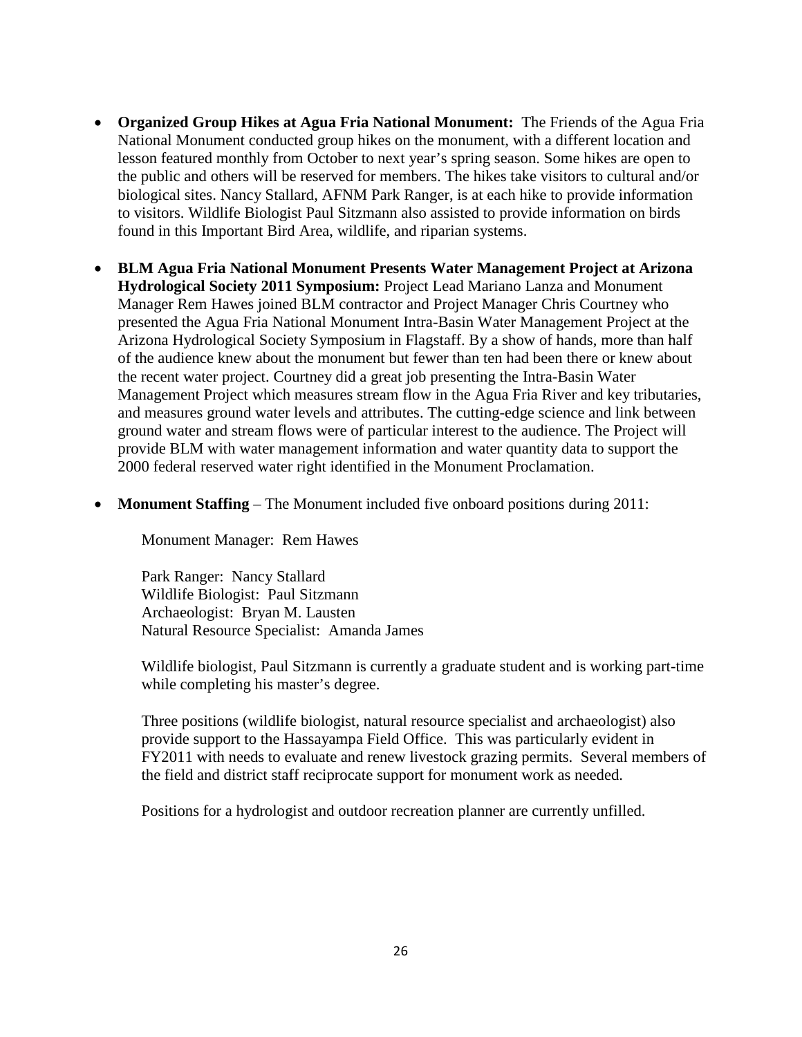- **Organized Group Hikes at Agua Fria National Monument:** The Friends of the Agua Fria National Monument conducted group hikes on the monument, with a different location and lesson featured monthly from October to next year's spring season. Some hikes are open to the public and others will be reserved for members. The hikes take visitors to cultural and/or biological sites. Nancy Stallard, AFNM Park Ranger, is at each hike to provide information to visitors. Wildlife Biologist Paul Sitzmann also assisted to provide information on birds found in this Important Bird Area, wildlife, and riparian systems.

- **BLM Agua Fria National Monument Presents Water Management Project at Arizona Hydrological Society 2011 Symposium:** Project Lead Mariano Lanza and Monument Manager Rem Hawes joined BLM contractor and Project Manager Chris Courtney who presented the Agua Fria National Monument Intra-Basin Water Management Project at the Arizona Hydrological Society Symposium in Flagstaff. By a show of hands, more than half of the audience knew about the monument but fewer than ten had been there or knew about the recent water project. Courtney did a great job presenting the Intra-Basin Water Management Project which measures stream flow in the Agua Fria River and key tributaries, and measures ground water levels and attributes. The cutting-edge science and link between ground water and stream flows were of particular interest to the audience. The Project will provide BLM with water management information and water quantity data to support the 2000 federal reserved water right identified in the Monument Proclamation.

- **Monument Staffing** – The Monument included five onboard positions during 2011:

  Monument Manager: Rem Hawes

  Park Ranger: Nancy Stallard
  Wildlife Biologist: Paul Sitzmann
  Archaeologist: Bryan M. Lausten
  Natural Resource Specialist: Amanda James

  Wildlife biologist, Paul Sitzmann is currently a graduate student and is working part-time while completing his master's degree.

  Three positions (wildlife biologist, natural resource specialist and archaeologist) also provide support to the Hassayampa Field Office. This was particularly evident in FY2011 with needs to evaluate and renew livestock grazing permits. Several members of the field and district staff reciprocate support for monument work as needed.

  Positions for a hydrologist and outdoor recreation planner are currently unfilled.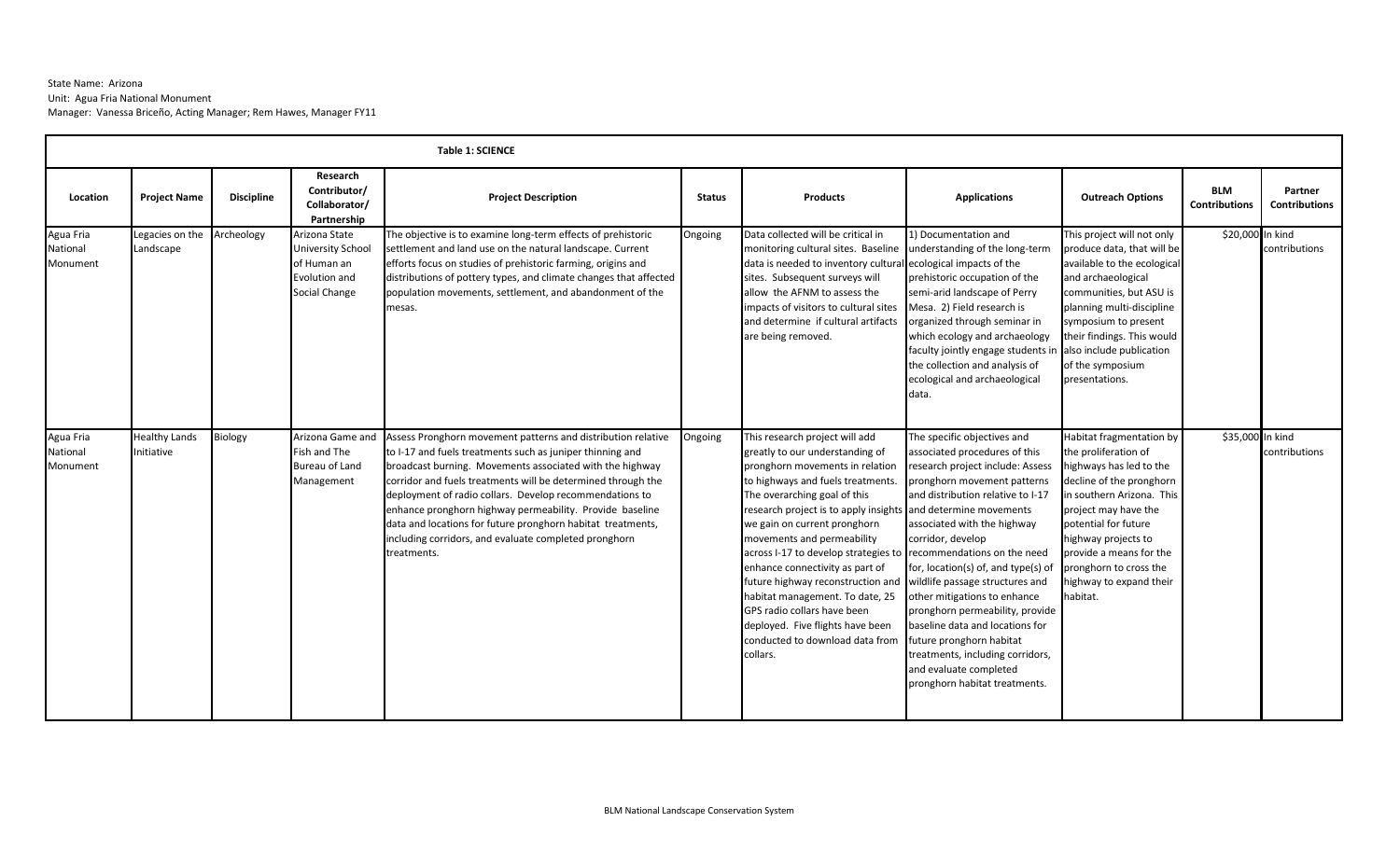State Name: Arizona
Unit: Agua Fria National Monument
Manager: Vanessa Briceño, Acting Manager; Rem Hawes, Manager FY11

**Table 1: SCIENCE**

| Location | Project Name | Discipline | Research Contributor/ Collaborator/ Partnership | Project Description | Status | Products | Applications | Outreach Options | BLM Contributions | Partner Contributions |
|---|---|---|---|---|---|---|---|---|---|---|
| Agua Fria National Monument | Legacies on the Landscape | Archeology | Arizona State University School of Human an Evolution and Social Change | The objective is to examine long-term effects of prehistoric settlement and land use on the natural landscape. Current efforts focus on studies of prehistoric farming, origins and distributions of pottery types, and climate changes that affected population movements, settlement, and abandonment of the mesas. | Ongoing | Data collected will be critical in monitoring cultural sites. Baseline data is needed to inventory cultural sites. Subsequent surveys will allow the AFNM to assess the impacts of visitors to cultural sites and determine if cultural artifacts are being removed. | 1) Documentation and understanding of the long-term ecological impacts of the prehistoric occupation of the semi-arid landscape of Perry Mesa. 2) Field research is organized through seminar in which ecology and archaeology faculty jointly engage students in the collection and analysis of ecological and archaeological data. | This project will not only produce data, that will be available to the ecological and archaeological communities, but ASU is planning multi-discipline symposium to present their findings. This would also include publication of the symposium presentations. | $20,000 | In kind contributions |
| Agua Fria National Monument | Healthy Lands Initiative | Biology | Arizona Game and Fish and The Bureau of Land Management | Assess Pronghorn movement patterns and distribution relative to I-17 and fuels treatments such as juniper thinning and broadcast burning. Movements associated with the highway corridor and fuels treatments will be determined through the deployment of radio collars. Develop recommendations to enhance pronghorn highway permeability. Provide baseline data and locations for future pronghorn habitat treatments, including corridors, and evaluate completed pronghorn treatments. | Ongoing | This research project will add greatly to our understanding of pronghorn movements in relation to highways and fuels treatments. The overarching goal of this research project is to apply insights we gain on current pronghorn movements and permeability across I-17 to develop strategies to enhance connectivity as part of future highway reconstruction and habitat management. To date, 25 GPS radio collars have been deployed. Five flights have been conducted to download data from collars. | The specific objectives and associated procedures of this research project include: Assess pronghorn movement patterns and distribution relative to I-17 and determine movements associated with the highway corridor, develop recommendations on the need for, location(s) of, and type(s) of wildlife passage structures and other mitigations to enhance pronghorn permeability, provide baseline data and locations for future pronghorn habitat treatments, including corridors, and evaluate completed pronghorn habitat treatments. | Habitat fragmentation by the proliferation of highways has led to the decline of the pronghorn in southern Arizona. This project may have the potential for future highway projects to provide a means for the pronghorn to cross the highway to expand their habitat. | $35,000 | In kind contributions |

BLM National Landscape Conservation System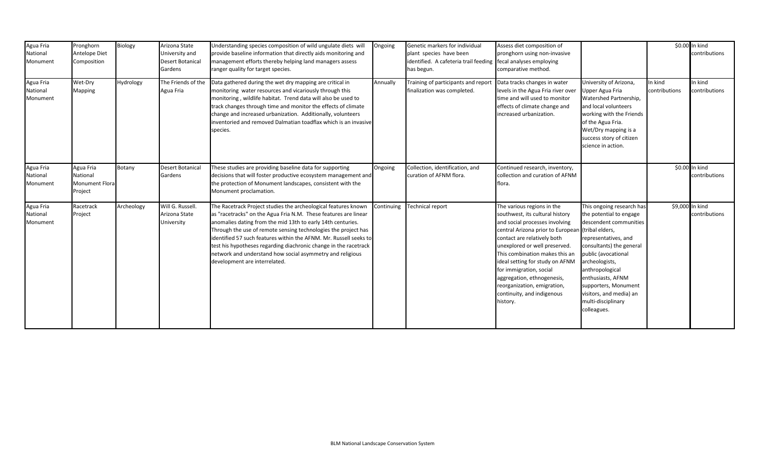| | | | | | | | | | | |
|---|---|---|---|---|---|---|---|---|---|---|
| Agua Fria National Monument | Pronghorn Antelope Diet Composition | Biology | Arizona State University and Desert Botanical Gardens | Understanding species composition of wild ungulate diets will provide baseline information that directly aids monitoring and management efforts thereby helping land managers assess ranger quality for target species. | Ongoing | Genetic markers for individual plant species have been identified. A cafeteria trail feeding has begun. | Assess diet composition of pronghorn using non-invasive fecal analyses employing comparative method. | | $0.00 | In kind contributions |
| Agua Fria National Monument | Wet-Dry Mapping | Hydrology | The Friends of the Agua Fria | Data gathered during the wet dry mapping are critical in monitoring water resources and vicariously through this monitoring , wildlife habitat. Trend data will also be used to track changes through time and monitor the effects of climate change and increased urbanization. Additionally, volunteers inventoried and removed Dalmatian toadflax which is an invasive species. | Annually | Training of participants and report finalization was completed. | Data tracks changes in water levels in the Agua Fria river over time and will used to monitor effects of climate change and increased urbanization. | University of Arizona, Upper Agua Fria Watershed Partnership, and local volunteers working with the Friends of the Agua Fria. Wet/Dry mapping is a success story of citizen science in action. | In kind contributions | In kind contributions |
| Agua Fria National Monument | Agua Fria National Monument Flora Project | Botany | Desert Botanical Gardens | These studies are providing baseline data for supporting decisions that will foster productive ecosystem management and the protection of Monument landscapes, consistent with the Monument proclamation. | Ongoing | Collection, identification, and curation of AFNM flora. | Continued research, inventory, collection and curation of AFNM flora. | | $0.00 | In kind contributions |
| Agua Fria National Monument | Racetrack Project | Archeology | Will G. Russell. Arizona State University | The Racetrack Project studies the archeological features known as "racetracks" on the Agua Fria N.M. These features are linear anomalies dating from the mid 13th to early 14th centuries. Through the use of remote sensing technologies the project has identified 57 such features within the AFNM. Mr. Russell seeks to test his hypotheses regarding diachronic change in the racetrack network and understand how social asymmetry and religious development are interrelated. | Continuing | Technical report | The various regions in the southwest, its cultural history and social processes involving central Arizona prior to European contact are relatively both unexplored or well preserved. This combination makes this an ideal setting for study on AFNM for immigration, social aggregation, ethnogenesis, reorganization, emigration, continuity, and indigenous history. | This ongoing research has the potential to engage descendent communities (tribal elders, representatives, and consultants) the general public (avocational archeologists, anthropological enthusiasts, AFNM supporters, Monument visitors, and media) an multi-disciplinary colleagues. | $9,000 | In kind contributions |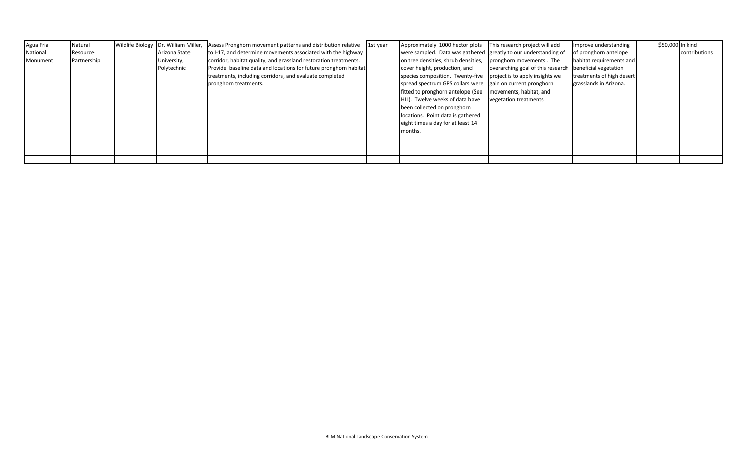| | | | | | | | | | | |
|---|---|---|---|---|---|---|---|---|---|---|
| Agua Fria National Monument | Natural Resource Partnership | Wildlife Biology | Dr. William Miller, Arizona State University, Polytechnic | Assess Pronghorn movement patterns and distribution relative to I-17, and determine movements associated with the highway corridor, habitat quality, and grassland restoration treatments. Provide baseline data and locations for future pronghorn habitat treatments, including corridors, and evaluate completed pronghorn treatments. | 1st year | Approximately 1000 hector plots were sampled. Data was gathered on tree densities, shrub densities, cover height, production, and species composition. Twenty-five spread spectrum GPS collars were fitted to pronghorn antelope (See HLI). Twelve weeks of data have been collected on pronghorn locations. Point data is gathered eight times a day for at least 14 months. | This research project will add greatly to our understanding of pronghorn movements . The overarching goal of this research project is to apply insights we gain on current pronghorn movements, habitat, and vegetation treatments | Improve understanding of pronghorn antelope habitat requirements and beneficial vegetation treatments of high desert grasslands in Arizona. | $50,000 | In kind contributions |
| | | | | | | | | | | |

BLM National Landscape Conservation System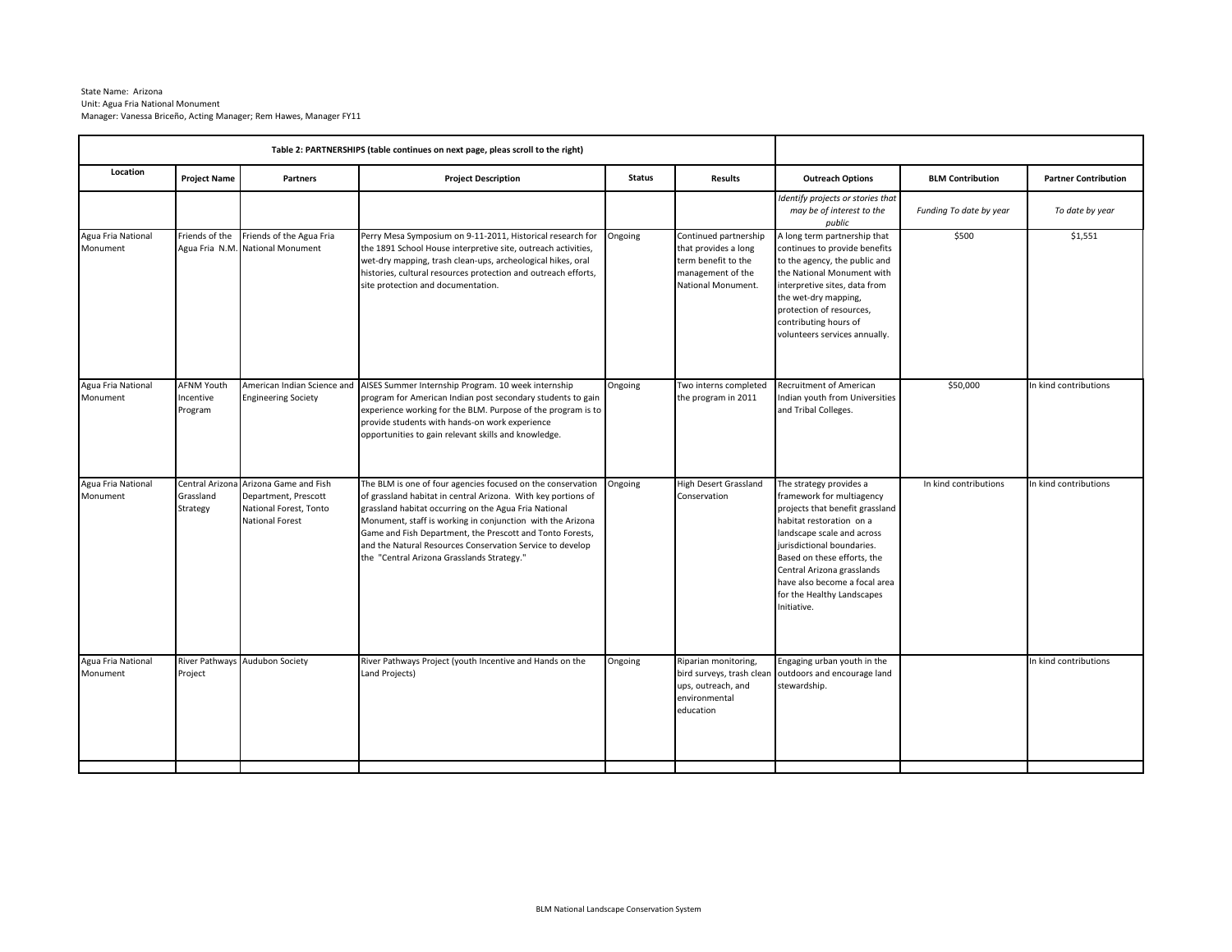State Name: Arizona
Unit: Agua Fria National Monument
Manager: Vanessa Briceño, Acting Manager; Rem Hawes, Manager FY11

| Table 2: PARTNERSHIPS (table continues on next page, pleas scroll to the right) | | | | | | | | |
|---|---|---|---|---|---|---|---|---|
| **Location** | **Project Name** | **Partners** | **Project Description** | **Status** | **Results** | **Outreach Options** | **BLM Contribution** | **Partner Contribution** |
| | | | | | | *Identify projects or stories that may be of interest to the public* | *Funding To date by year* | *To date by year* |
| Agua Fria National Monument | Friends of the Agua Fria N.M. | Friends of the Agua Fria National Monument | Perry Mesa Symposium on 9-11-2011, Historical research for the 1891 School House interpretive site, outreach activities, wet-dry mapping, trash clean-ups, archeological hikes, oral histories, cultural resources protection and outreach efforts, site protection and documentation. | Ongoing | Continued partnership that provides a long term benefit to the management of the National Monument. | A long term partnership that continues to provide benefits to the agency, the public and the National Monument with interpretive sites, data from the wet-dry mapping, protection of resources, contributing hours of volunteers services annually. | $500 | $1,551 |
| Agua Fria National Monument | AFNM Youth Incentive Program | American Indian Science and Engineering Society | AISES Summer Internship Program. 10 week internship program for American Indian post secondary students to gain experience working for the BLM. Purpose of the program is to provide students with hands-on work experience opportunities to gain relevant skills and knowledge. | Ongoing | Two interns completed the program in 2011 | Recruitment of American Indian youth from Universities and Tribal Colleges. | $50,000 | In kind contributions |
| Agua Fria National Monument | Central Arizona Grassland Strategy | Arizona Game and Fish Department, Prescott National Forest, Tonto National Forest | The BLM is one of four agencies focused on the conservation of grassland habitat in central Arizona. With key portions of grassland habitat occurring on the Agua Fria National Monument, staff is working in conjunction with the Arizona Game and Fish Department, the Prescott and Tonto Forests, and the Natural Resources Conservation Service to develop the "Central Arizona Grasslands Strategy." | Ongoing | High Desert Grassland Conservation | The strategy provides a framework for multiagency projects that benefit grassland habitat restoration on a landscape scale and across jurisdictional boundaries. Based on these efforts, the Central Arizona grasslands have also become a focal area for the Healthy Landscapes Initiative. | In kind contributions | In kind contributions |
| Agua Fria National Monument | River Pathways Project | Audubon Society | River Pathways Project (youth Incentive and Hands on the Land Projects) | Ongoing | Riparian monitoring, bird surveys, trash clean ups, outreach, and environmental education | Engaging urban youth in the outdoors and encourage land stewardship. | | In kind contributions |
| | | | | | | | | |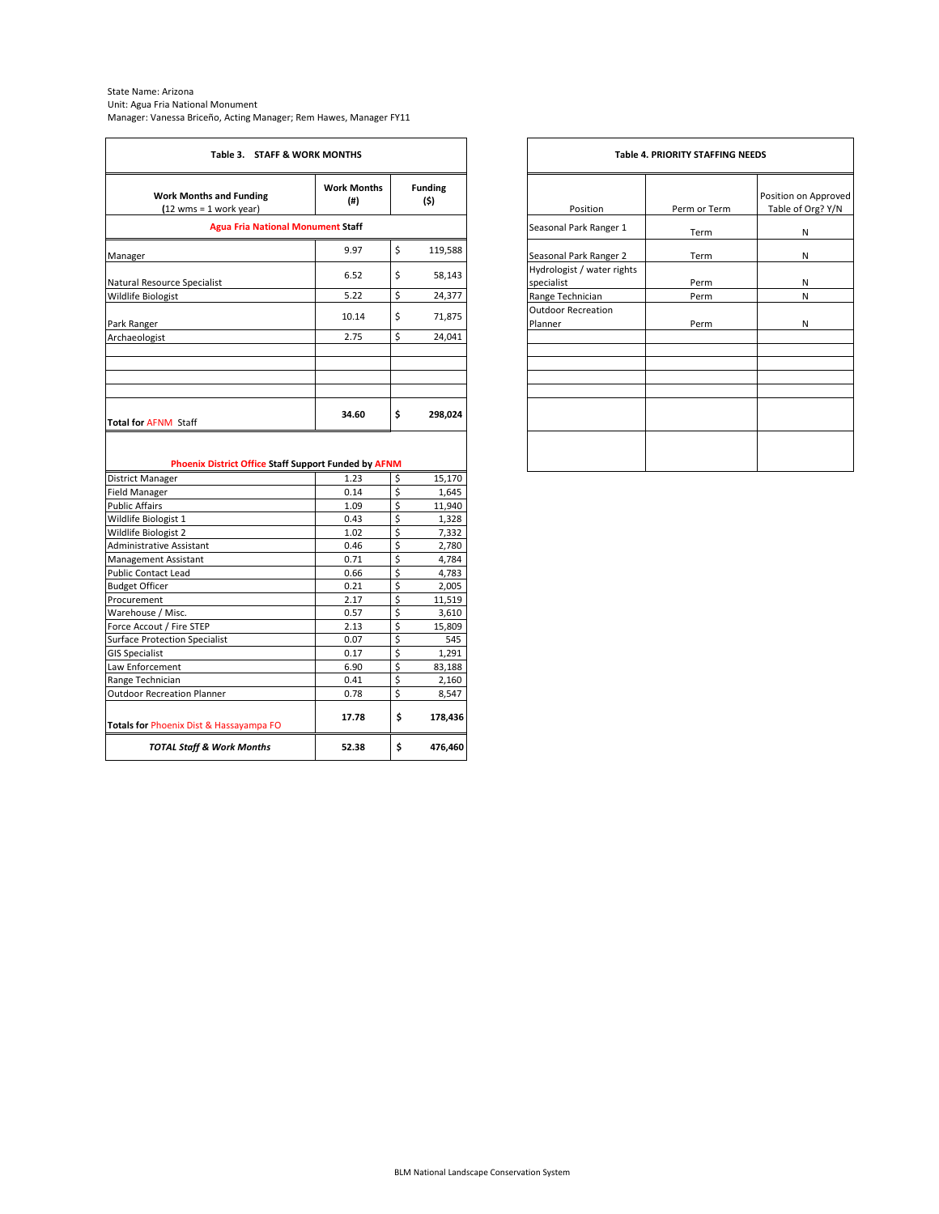State Name: Arizona
Unit: Agua Fria National Monument
Manager: Vanessa Briceño, Acting Manager; Rem Hawes, Manager FY11

**Table 3. STAFF & WORK MONTHS**

| Work Months and Funding (12 wms = 1 work year) | Work Months (#) | Funding ($) |
|---|---|---|
| **Agua Fria National Monument Staff** | | |
| Manager | 9.97 | $ 119,588 |
| Natural Resource Specialist | 6.52 | $ 58,143 |
| Wildlife Biologist | 5.22 | $ 24,377 |
| Park Ranger | 10.14 | $ 71,875 |
| Archaeologist | 2.75 | $ 24,041 |
| | | |
| | | |
| | | |
| | | |
| **Total for AFNM Staff** | **34.60** | **$ 298,024** |
| **Phoenix District Office Staff Support Funded by AFNM** | | |
| District Manager | 1.23 | $ 15,170 |
| Field Manager | 0.14 | $ 1,645 |
| Public Affairs | 1.09 | $ 11,940 |
| Wildlife Biologist 1 | 0.43 | $ 1,328 |
| Wildlife Biologist 2 | 1.02 | $ 7,332 |
| Administrative Assistant | 0.46 | $ 2,780 |
| Management Assistant | 0.71 | $ 4,784 |
| Public Contact Lead | 0.66 | $ 4,783 |
| Budget Officer | 0.21 | $ 2,005 |
| Procurement | 2.17 | $ 11,519 |
| Warehouse / Misc. | 0.57 | $ 3,610 |
| Force Accout / Fire STEP | 2.13 | $ 15,809 |
| Surface Protection Specialist | 0.07 | $ 545 |
| GIS Specialist | 0.17 | $ 1,291 |
| Law Enforcement | 6.90 | $ 83,188 |
| Range Technician | 0.41 | $ 2,160 |
| Outdoor Recreation Planner | 0.78 | $ 8,547 |
| **Totals for Phoenix Dist & Hassayampa FO** | **17.78** | **$ 178,436** |
| ***TOTAL Staff & Work Months*** | **52.38** | **$ 476,460** |

**Table 4. PRIORITY STAFFING NEEDS**

| Position | Perm or Term | Position on Approved Table of Org? Y/N |
|---|---|---|
| Seasonal Park Ranger 1 | Term | N |
| Seasonal Park Ranger 2 | Term | N |
| Hydrologist / water rights specialist | Perm | N |
| Range Technician | Perm | N |
| Outdoor Recreation Planner | Perm | N |
| | | |
| | | |
| | | |
| | | |
| | | |
| | | |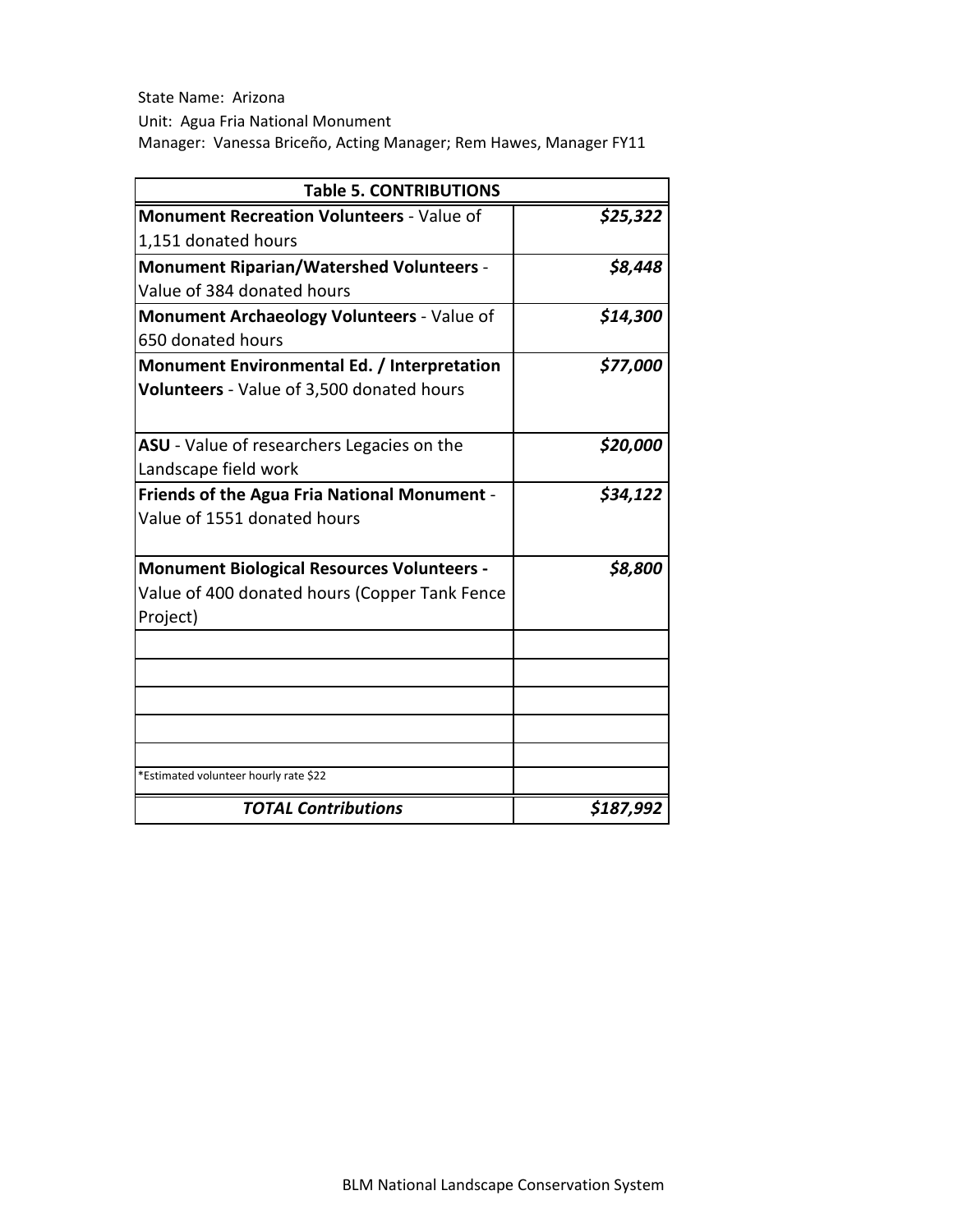State Name: Arizona

Unit: Agua Fria National Monument

Manager: Vanessa Briceño, Acting Manager; Rem Hawes, Manager FY11

| Table 5. CONTRIBUTIONS | |
|---|---|
| **Monument Recreation Volunteers** - Value of 1,151 donated hours | ***$25,322*** |
| **Monument Riparian/Watershed Volunteers** - Value of 384 donated hours | ***$8,448*** |
| **Monument Archaeology Volunteers** - Value of 650 donated hours | ***$14,300*** |
| **Monument Environmental Ed. / Interpretation Volunteers** - Value of 3,500 donated hours | ***$77,000*** |
| **ASU** - Value of researchers Legacies on the Landscape field work | ***$20,000*** |
| **Friends of the Agua Fria National Monument** - Value of 1551 donated hours | ***$34,122*** |
| **Monument Biological Resources Volunteers -** Value of 400 donated hours (Copper Tank Fence Project) | ***$8,800*** |
| | |
| | |
| | |
| | |
| | |
| *Estimated volunteer hourly rate $22 | |
| ***TOTAL Contributions*** | ***$187,992*** |

BLM National Landscape Conservation System